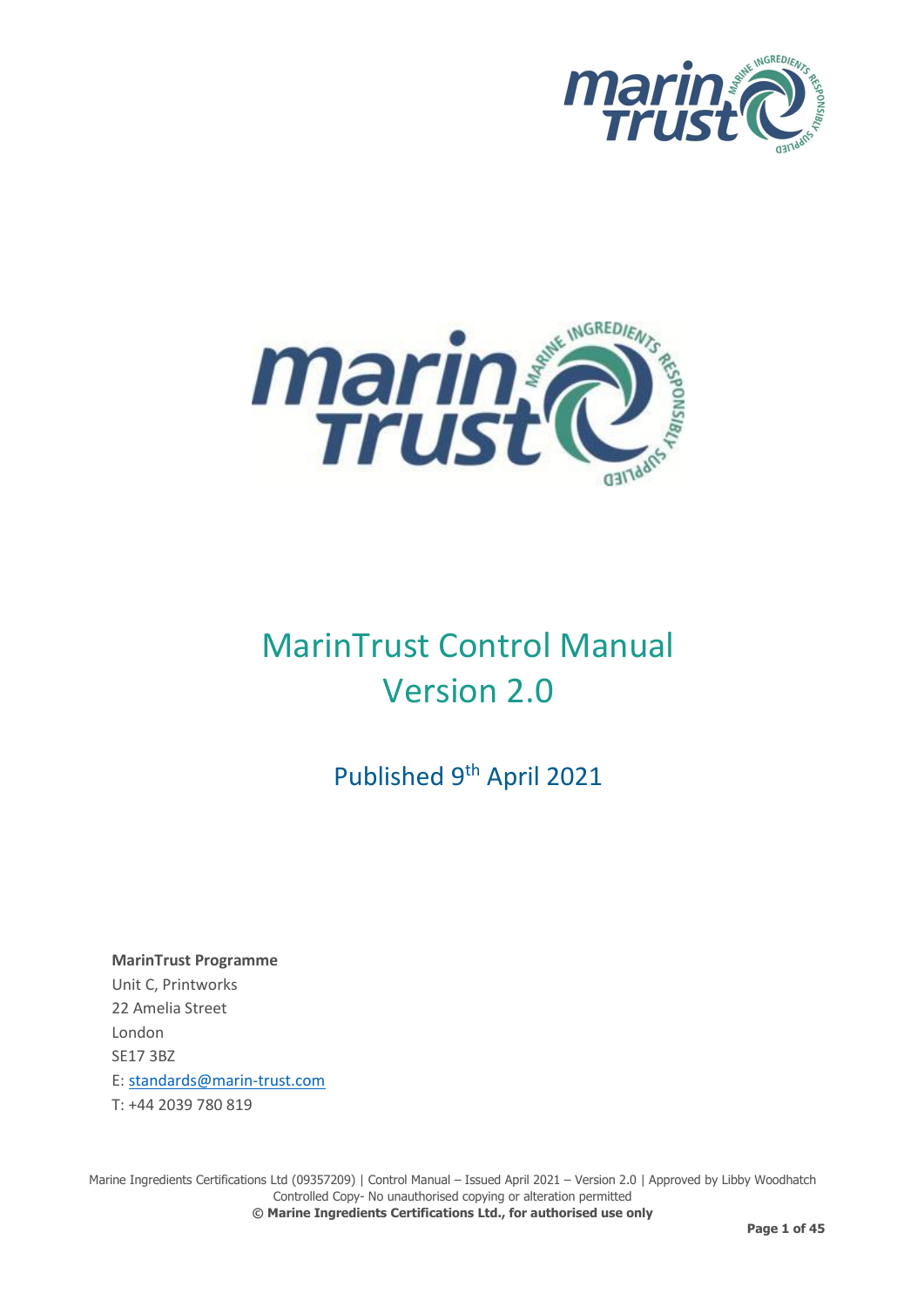# MarinTrust Control Manual Version 2.0

## Published 9th April 2021

**MarinTrust Programme**
Unit C, Printworks
22 Amelia Street
London
SE17 3BZ
E: standards@marin-trust.com
T: +44 2039 780 819

Marine Ingredients Certifications Ltd (09357209) | Control Manual – Issued April 2021 – Version 2.0 | Approved by Libby Woodhatch
Controlled Copy- No unauthorised copying or alteration permitted
**© Marine Ingredients Certifications Ltd., for authorised use only**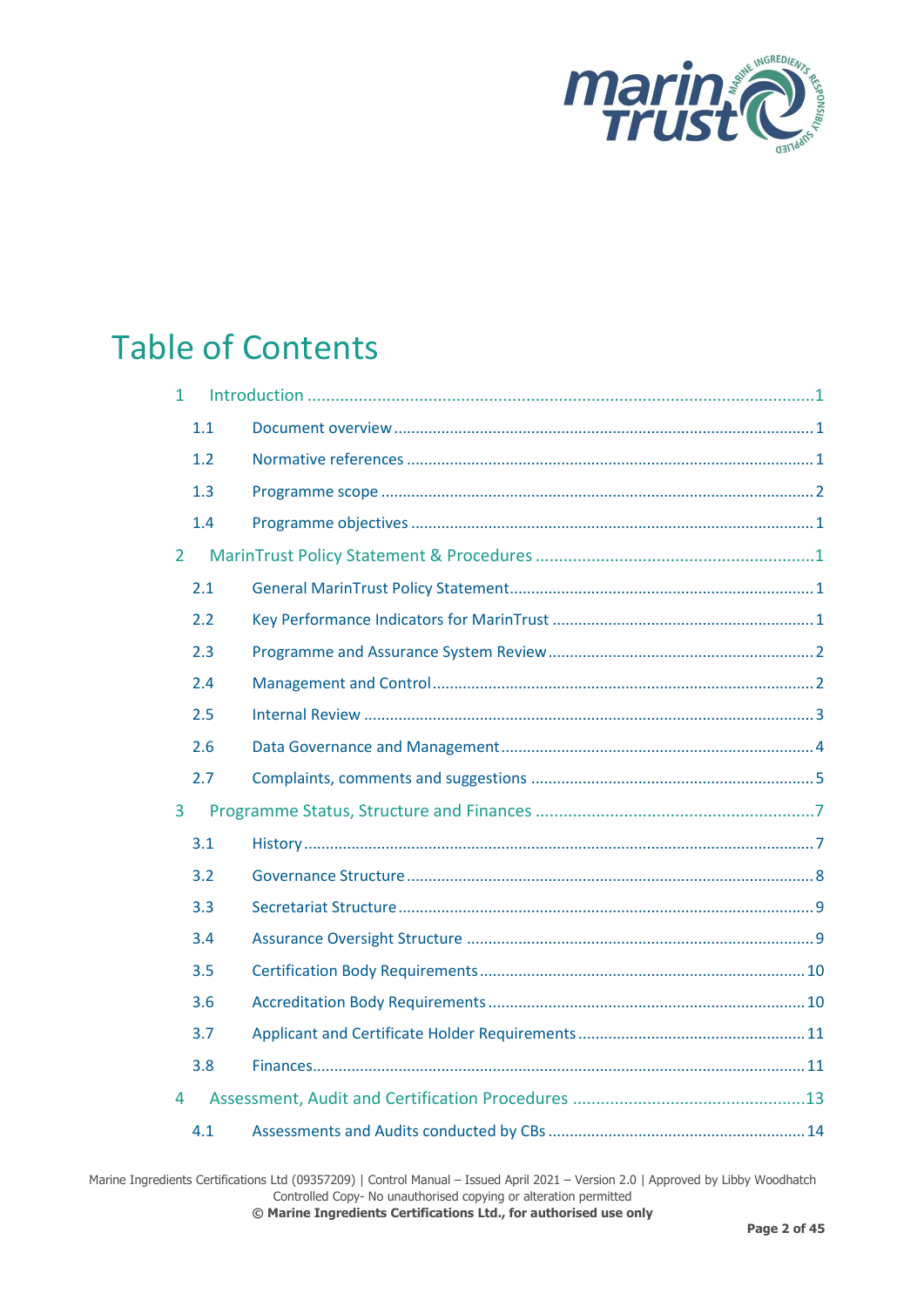# Table of Contents

- 1 Introduction ....................................................................................................1
  - 1.1 Document overview ...................................................................................1
  - 1.2 Normative references ................................................................................1
  - 1.3 Programme scope .....................................................................................2
  - 1.4 Programme objectives ................................................................................1
- 2 MarinTrust Policy Statement & Procedures .........................................................1
  - 2.1 General MarinTrust Policy Statement...........................................................1
  - 2.2 Key Performance Indicators for MarinTrust ...................................................1
  - 2.3 Programme and Assurance System Review...................................................2
  - 2.4 Management and Control...........................................................................2
  - 2.5 Internal Review .........................................................................................3
  - 2.6 Data Governance and Management.............................................................4
  - 2.7 Complaints, comments and suggestions .......................................................5
- 3 Programme Status, Structure and Finances .........................................................7
  - 3.1 History......................................................................................................7
  - 3.2 Governance Structure .................................................................................8
  - 3.3 Secretariat Structure...................................................................................9
  - 3.4 Assurance Oversight Structure .....................................................................9
  - 3.5 Certification Body Requirements.................................................................10
  - 3.6 Accreditation Body Requirements ...............................................................10
  - 3.7 Applicant and Certificate Holder Requirements .............................................11
  - 3.8 Finances....................................................................................................11
- 4 Assessment, Audit and Certification Procedures ..................................................13
  - 4.1 Assessments and Audits conducted by CBs ...................................................14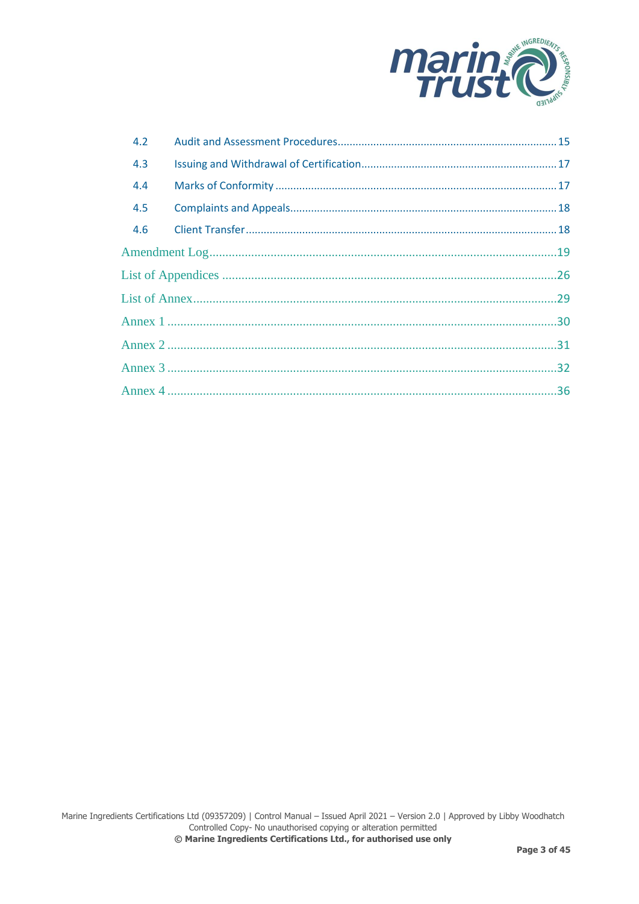| | | |
|---|---|---|
| 4.2 | Audit and Assessment Procedures | 15 |
| 4.3 | Issuing and Withdrawal of Certification | 17 |
| 4.4 | Marks of Conformity | 17 |
| 4.5 | Complaints and Appeals | 18 |
| 4.6 | Client Transfer | 18 |

Amendment Log ........................................ 19

List of Appendices ........................................ 26

List of Annex ........................................ 29

Annex 1 ........................................ 30

Annex 2 ........................................ 31

Annex 3 ........................................ 32

Annex 4 ........................................ 36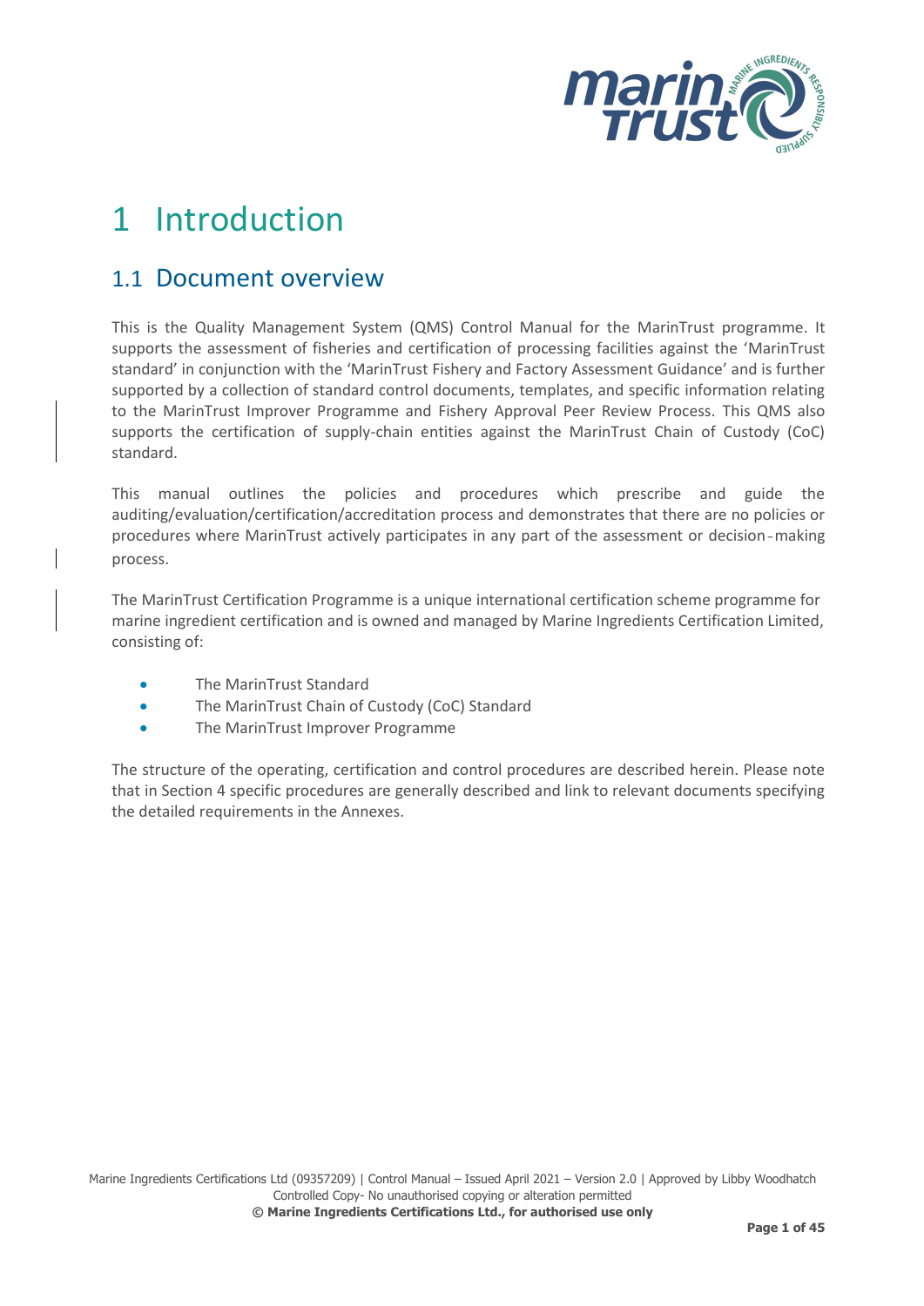# 1 Introduction

## 1.1 Document overview

This is the Quality Management System (QMS) Control Manual for the MarinTrust programme. It supports the assessment of fisheries and certification of processing facilities against the 'MarinTrust standard' in conjunction with the 'MarinTrust Fishery and Factory Assessment Guidance' and is further supported by a collection of standard control documents, templates, and specific information relating to the MarinTrust Improver Programme and Fishery Approval Peer Review Process. This QMS also supports the certification of supply-chain entities against the MarinTrust Chain of Custody (CoC) standard.

This manual outlines the policies and procedures which prescribe and guide the auditing/evaluation/certification/accreditation process and demonstrates that there are no policies or procedures where MarinTrust actively participates in any part of the assessment or decision-making process.

The MarinTrust Certification Programme is a unique international certification scheme programme for marine ingredient certification and is owned and managed by Marine Ingredients Certification Limited, consisting of:

- The MarinTrust Standard
- The MarinTrust Chain of Custody (CoC) Standard
- The MarinTrust Improver Programme

The structure of the operating, certification and control procedures are described herein. Please note that in Section 4 specific procedures are generally described and link to relevant documents specifying the detailed requirements in the Annexes.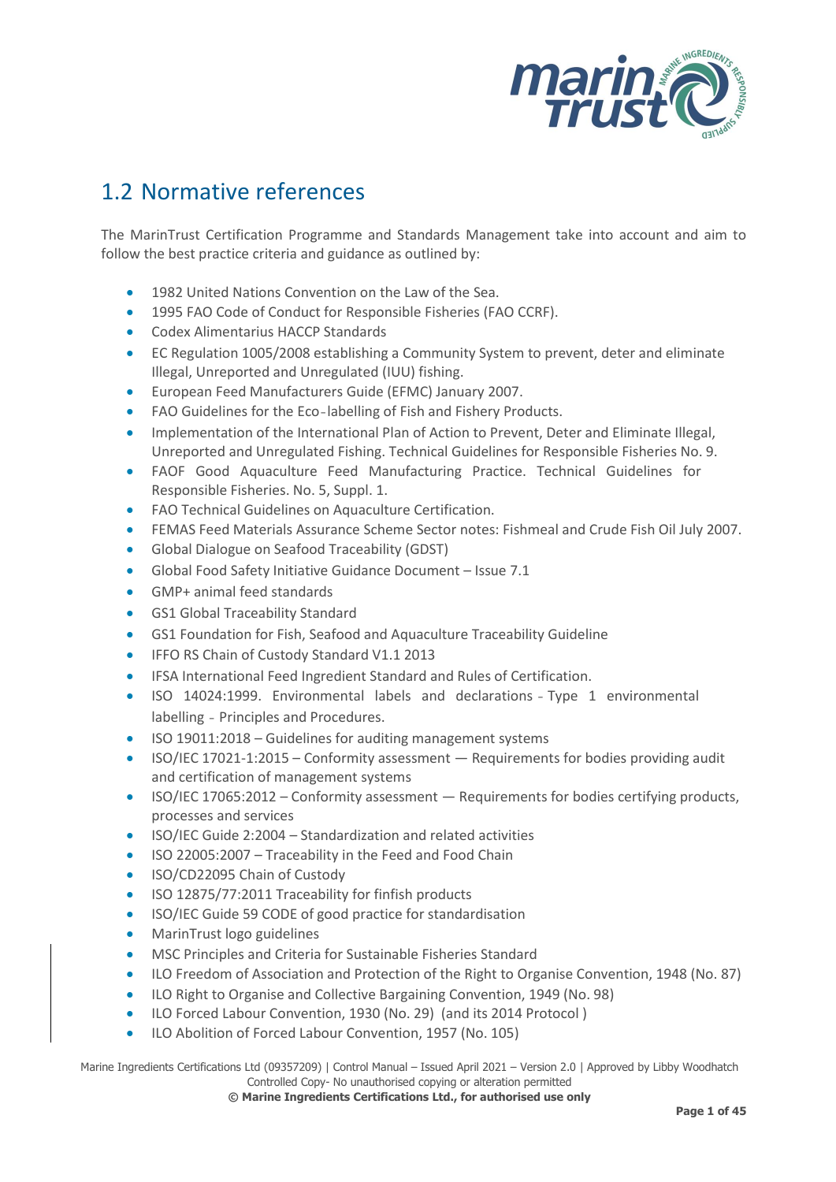## 1.2 Normative references

The MarinTrust Certification Programme and Standards Management take into account and aim to follow the best practice criteria and guidance as outlined by:

- 1982 United Nations Convention on the Law of the Sea.
- 1995 FAO Code of Conduct for Responsible Fisheries (FAO CCRF).
- Codex Alimentarius HACCP Standards
- EC Regulation 1005/2008 establishing a Community System to prevent, deter and eliminate Illegal, Unreported and Unregulated (IUU) fishing.
- European Feed Manufacturers Guide (EFMC) January 2007.
- FAO Guidelines for the Eco-labelling of Fish and Fishery Products.
- Implementation of the International Plan of Action to Prevent, Deter and Eliminate Illegal, Unreported and Unregulated Fishing. Technical Guidelines for Responsible Fisheries No. 9.
- FAOF Good Aquaculture Feed Manufacturing Practice. Technical Guidelines for Responsible Fisheries. No. 5, Suppl. 1.
- FAO Technical Guidelines on Aquaculture Certification.
- FEMAS Feed Materials Assurance Scheme Sector notes: Fishmeal and Crude Fish Oil July 2007.
- Global Dialogue on Seafood Traceability (GDST)
- Global Food Safety Initiative Guidance Document – Issue 7.1
- GMP+ animal feed standards
- GS1 Global Traceability Standard
- GS1 Foundation for Fish, Seafood and Aquaculture Traceability Guideline
- IFFO RS Chain of Custody Standard V1.1 2013
- IFSA International Feed Ingredient Standard and Rules of Certification.
- ISO 14024:1999. Environmental labels and declarations - Type 1 environmental labelling - Principles and Procedures.
- ISO 19011:2018 – Guidelines for auditing management systems
- ISO/IEC 17021-1:2015 – Conformity assessment — Requirements for bodies providing audit and certification of management systems
- ISO/IEC 17065:2012 – Conformity assessment — Requirements for bodies certifying products, processes and services
- ISO/IEC Guide 2:2004 – Standardization and related activities
- ISO 22005:2007 – Traceability in the Feed and Food Chain
- ISO/CD22095 Chain of Custody
- ISO 12875/77:2011 Traceability for finfish products
- ISO/IEC Guide 59 CODE of good practice for standardisation
- MarinTrust logo guidelines
- MSC Principles and Criteria for Sustainable Fisheries Standard
- ILO Freedom of Association and Protection of the Right to Organise Convention, 1948 (No. 87)
- ILO Right to Organise and Collective Bargaining Convention, 1949 (No. 98)
- ILO Forced Labour Convention, 1930 (No. 29) (and its 2014 Protocol )
- ILO Abolition of Forced Labour Convention, 1957 (No. 105)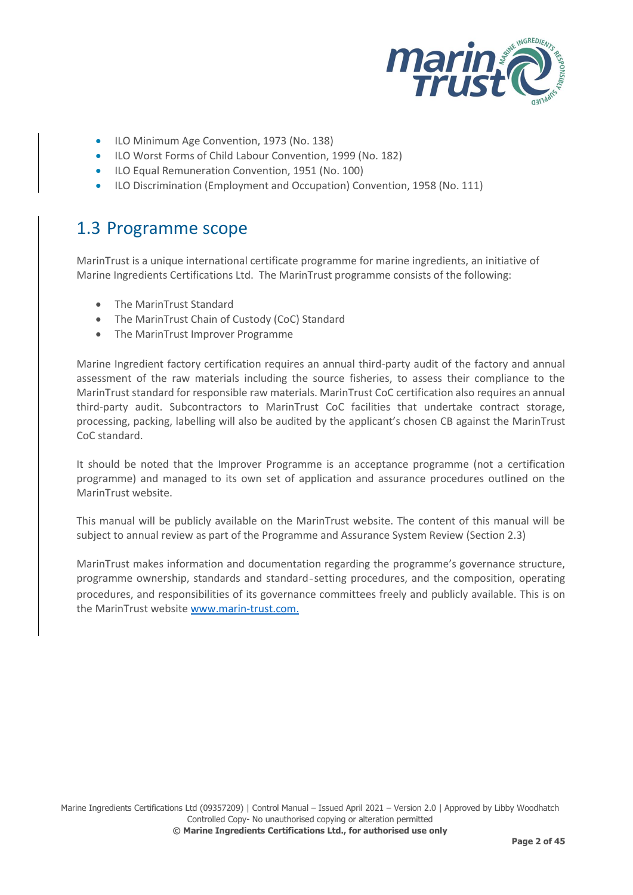- ILO Minimum Age Convention, 1973 (No. 138)
- ILO Worst Forms of Child Labour Convention, 1999 (No. 182)
- ILO Equal Remuneration Convention, 1951 (No. 100)
- ILO Discrimination (Employment and Occupation) Convention, 1958 (No. 111)

## 1.3 Programme scope

MarinTrust is a unique international certificate programme for marine ingredients, an initiative of Marine Ingredients Certifications Ltd. The MarinTrust programme consists of the following:

- The MarinTrust Standard
- The MarinTrust Chain of Custody (CoC) Standard
- The MarinTrust Improver Programme

Marine Ingredient factory certification requires an annual third-party audit of the factory and annual assessment of the raw materials including the source fisheries, to assess their compliance to the MarinTrust standard for responsible raw materials. MarinTrust CoC certification also requires an annual third-party audit. Subcontractors to MarinTrust CoC facilities that undertake contract storage, processing, packing, labelling will also be audited by the applicant's chosen CB against the MarinTrust CoC standard.

It should be noted that the Improver Programme is an acceptance programme (not a certification programme) and managed to its own set of application and assurance procedures outlined on the MarinTrust website.

This manual will be publicly available on the MarinTrust website. The content of this manual will be subject to annual review as part of the Programme and Assurance System Review (Section 2.3)

MarinTrust makes information and documentation regarding the programme's governance structure, programme ownership, standards and standard-setting procedures, and the composition, operating procedures, and responsibilities of its governance committees freely and publicly available. This is on the MarinTrust website [www.marin-trust.com.](http://www.marin-trust.com)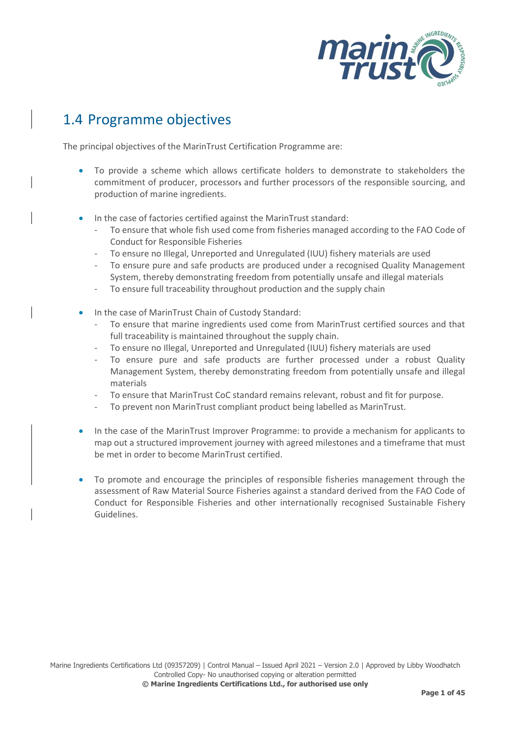## 1.4 Programme objectives

The principal objectives of the MarinTrust Certification Programme are:

- To provide a scheme which allows certificate holders to demonstrate to stakeholders the commitment of producer, processors and further processors of the responsible sourcing, and production of marine ingredients.

- In the case of factories certified against the MarinTrust standard:
  - To ensure that whole fish used come from fisheries managed according to the FAO Code of Conduct for Responsible Fisheries
  - To ensure no Illegal, Unreported and Unregulated (IUU) fishery materials are used
  - To ensure pure and safe products are produced under a recognised Quality Management System, thereby demonstrating freedom from potentially unsafe and illegal materials
  - To ensure full traceability throughout production and the supply chain

- In the case of MarinTrust Chain of Custody Standard:
  - To ensure that marine ingredients used come from MarinTrust certified sources and that full traceability is maintained throughout the supply chain.
  - To ensure no Illegal, Unreported and Unregulated (IUU) fishery materials are used
  - To ensure pure and safe products are further processed under a robust Quality Management System, thereby demonstrating freedom from potentially unsafe and illegal materials
  - To ensure that MarinTrust CoC standard remains relevant, robust and fit for purpose.
  - To prevent non MarinTrust compliant product being labelled as MarinTrust.

- In the case of the MarinTrust Improver Programme: to provide a mechanism for applicants to map out a structured improvement journey with agreed milestones and a timeframe that must be met in order to become MarinTrust certified.

- To promote and encourage the principles of responsible fisheries management through the assessment of Raw Material Source Fisheries against a standard derived from the FAO Code of Conduct for Responsible Fisheries and other internationally recognised Sustainable Fishery Guidelines.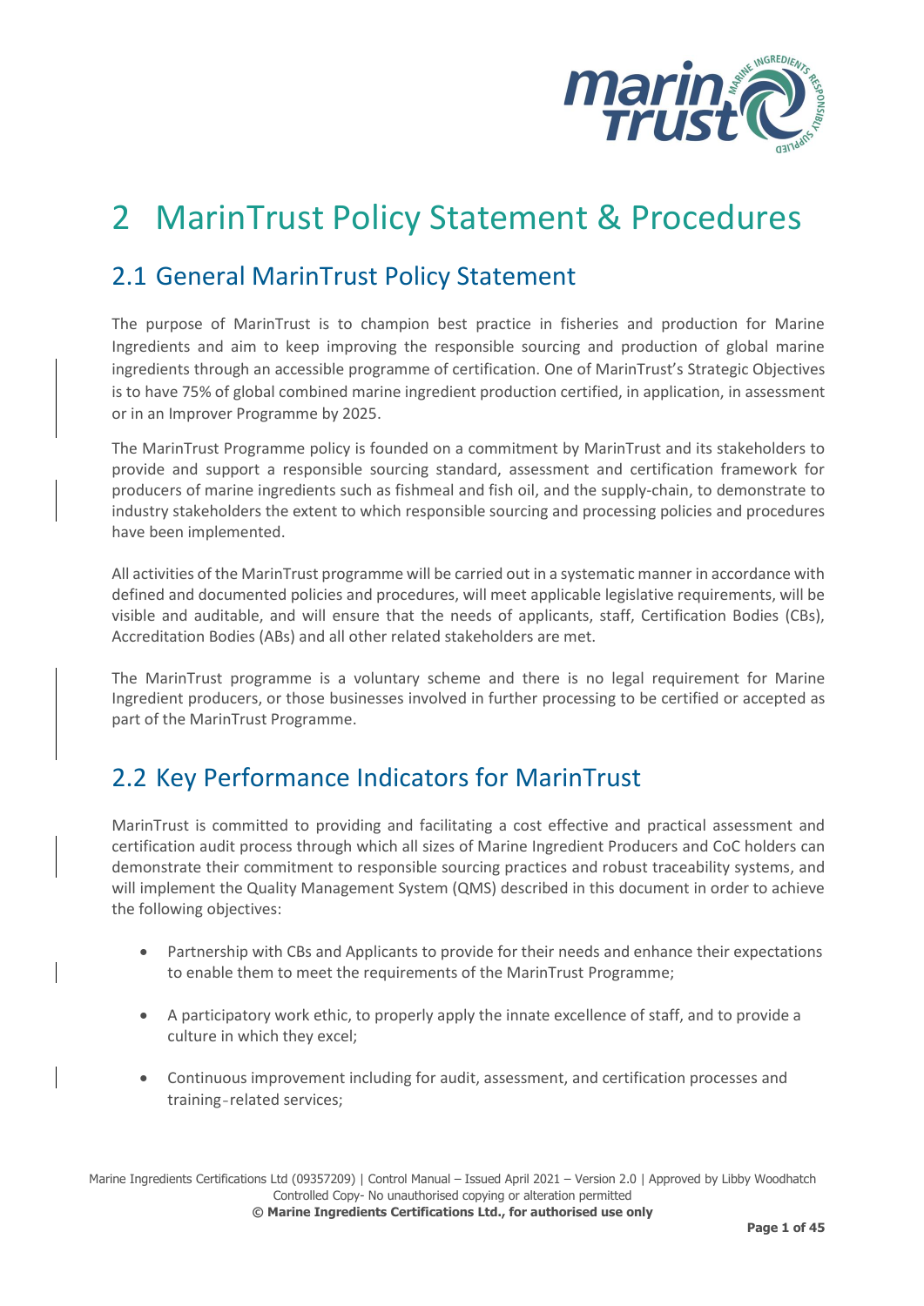# 2 MarinTrust Policy Statement & Procedures

## 2.1 General MarinTrust Policy Statement

The purpose of MarinTrust is to champion best practice in fisheries and production for Marine Ingredients and aim to keep improving the responsible sourcing and production of global marine ingredients through an accessible programme of certification. One of MarinTrust's Strategic Objectives is to have 75% of global combined marine ingredient production certified, in application, in assessment or in an Improver Programme by 2025.

The MarinTrust Programme policy is founded on a commitment by MarinTrust and its stakeholders to provide and support a responsible sourcing standard, assessment and certification framework for producers of marine ingredients such as fishmeal and fish oil, and the supply-chain, to demonstrate to industry stakeholders the extent to which responsible sourcing and processing policies and procedures have been implemented.

All activities of the MarinTrust programme will be carried out in a systematic manner in accordance with defined and documented policies and procedures, will meet applicable legislative requirements, will be visible and auditable, and will ensure that the needs of applicants, staff, Certification Bodies (CBs), Accreditation Bodies (ABs) and all other related stakeholders are met.

The MarinTrust programme is a voluntary scheme and there is no legal requirement for Marine Ingredient producers, or those businesses involved in further processing to be certified or accepted as part of the MarinTrust Programme.

## 2.2 Key Performance Indicators for MarinTrust

MarinTrust is committed to providing and facilitating a cost effective and practical assessment and certification audit process through which all sizes of Marine Ingredient Producers and CoC holders can demonstrate their commitment to responsible sourcing practices and robust traceability systems, and will implement the Quality Management System (QMS) described in this document in order to achieve the following objectives:

- Partnership with CBs and Applicants to provide for their needs and enhance their expectations to enable them to meet the requirements of the MarinTrust Programme;
- A participatory work ethic, to properly apply the innate excellence of staff, and to provide a culture in which they excel;
- Continuous improvement including for audit, assessment, and certification processes and training-related services;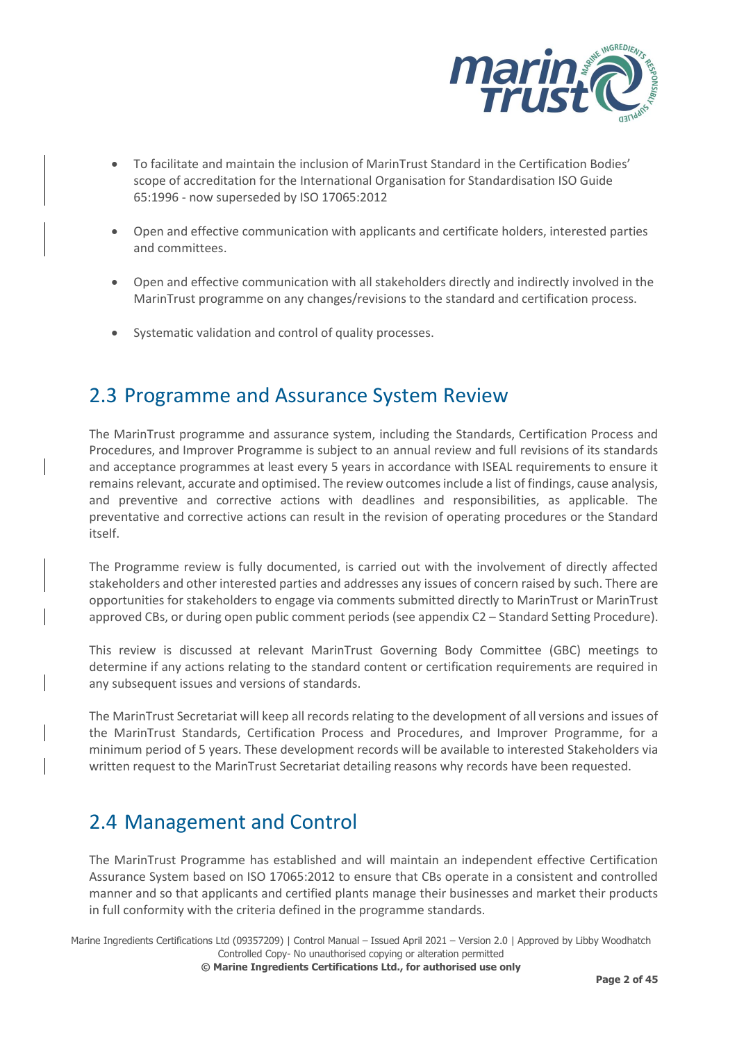- To facilitate and maintain the inclusion of MarinTrust Standard in the Certification Bodies' scope of accreditation for the International Organisation for Standardisation ISO Guide 65:1996 - now superseded by ISO 17065:2012

- Open and effective communication with applicants and certificate holders, interested parties and committees.

- Open and effective communication with all stakeholders directly and indirectly involved in the MarinTrust programme on any changes/revisions to the standard and certification process.

- Systematic validation and control of quality processes.

## 2.3 Programme and Assurance System Review

The MarinTrust programme and assurance system, including the Standards, Certification Process and Procedures, and Improver Programme is subject to an annual review and full revisions of its standards and acceptance programmes at least every 5 years in accordance with ISEAL requirements to ensure it remains relevant, accurate and optimised. The review outcomes include a list of findings, cause analysis, and preventive and corrective actions with deadlines and responsibilities, as applicable. The preventative and corrective actions can result in the revision of operating procedures or the Standard itself.

The Programme review is fully documented, is carried out with the involvement of directly affected stakeholders and other interested parties and addresses any issues of concern raised by such. There are opportunities for stakeholders to engage via comments submitted directly to MarinTrust or MarinTrust approved CBs, or during open public comment periods (see appendix C2 – Standard Setting Procedure).

This review is discussed at relevant MarinTrust Governing Body Committee (GBC) meetings to determine if any actions relating to the standard content or certification requirements are required in any subsequent issues and versions of standards.

The MarinTrust Secretariat will keep all records relating to the development of all versions and issues of the MarinTrust Standards, Certification Process and Procedures, and Improver Programme, for a minimum period of 5 years. These development records will be available to interested Stakeholders via written request to the MarinTrust Secretariat detailing reasons why records have been requested.

## 2.4 Management and Control

The MarinTrust Programme has established and will maintain an independent effective Certification Assurance System based on ISO 17065:2012 to ensure that CBs operate in a consistent and controlled manner and so that applicants and certified plants manage their businesses and market their products in full conformity with the criteria defined in the programme standards.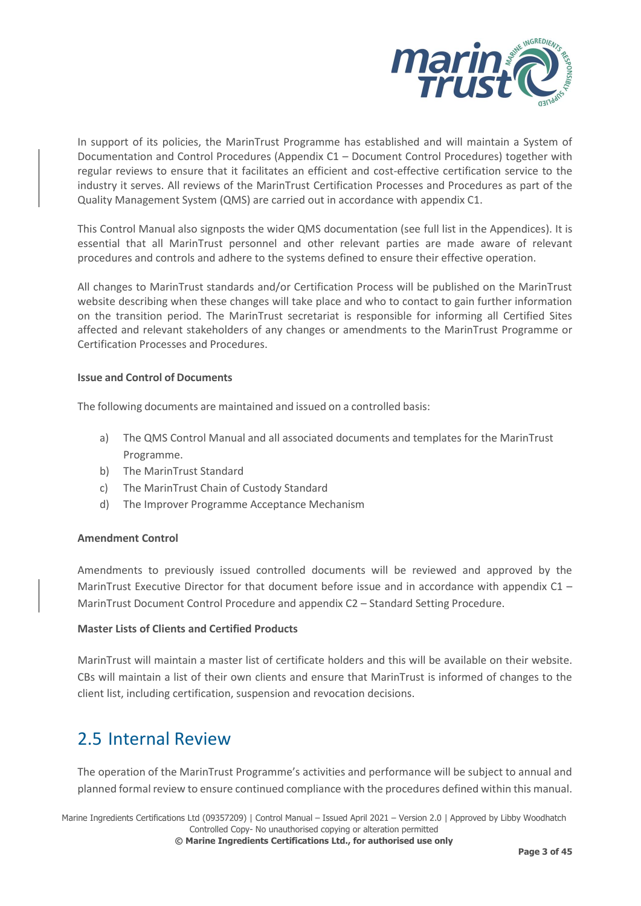In support of its policies, the MarinTrust Programme has established and will maintain a System of Documentation and Control Procedures (Appendix C1 – Document Control Procedures) together with regular reviews to ensure that it facilitates an efficient and cost-effective certification service to the industry it serves. All reviews of the MarinTrust Certification Processes and Procedures as part of the Quality Management System (QMS) are carried out in accordance with appendix C1.

This Control Manual also signposts the wider QMS documentation (see full list in the Appendices). It is essential that all MarinTrust personnel and other relevant parties are made aware of relevant procedures and controls and adhere to the systems defined to ensure their effective operation.

All changes to MarinTrust standards and/or Certification Process will be published on the MarinTrust website describing when these changes will take place and who to contact to gain further information on the transition period. The MarinTrust secretariat is responsible for informing all Certified Sites affected and relevant stakeholders of any changes or amendments to the MarinTrust Programme or Certification Processes and Procedures.

**Issue and Control of Documents**

The following documents are maintained and issued on a controlled basis:

a) The QMS Control Manual and all associated documents and templates for the MarinTrust Programme.
b) The MarinTrust Standard
c) The MarinTrust Chain of Custody Standard
d) The Improver Programme Acceptance Mechanism

**Amendment Control**

Amendments to previously issued controlled documents will be reviewed and approved by the MarinTrust Executive Director for that document before issue and in accordance with appendix C1 – MarinTrust Document Control Procedure and appendix C2 – Standard Setting Procedure.

**Master Lists of Clients and Certified Products**

MarinTrust will maintain a master list of certificate holders and this will be available on their website. CBs will maintain a list of their own clients and ensure that MarinTrust is informed of changes to the client list, including certification, suspension and revocation decisions.

## 2.5 Internal Review

The operation of the MarinTrust Programme's activities and performance will be subject to annual and planned formal review to ensure continued compliance with the procedures defined within this manual.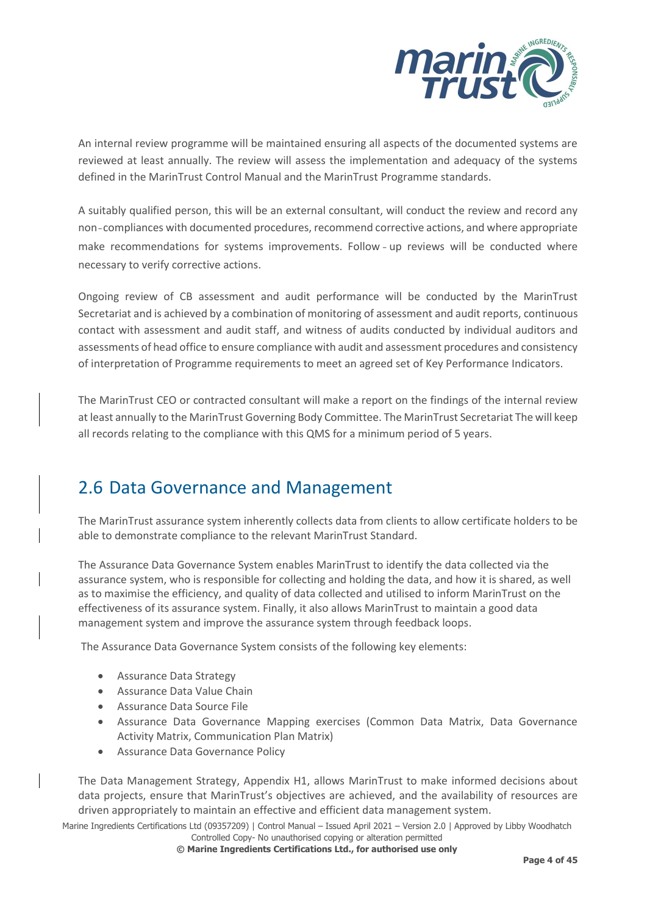An internal review programme will be maintained ensuring all aspects of the documented systems are reviewed at least annually. The review will assess the implementation and adequacy of the systems defined in the MarinTrust Control Manual and the MarinTrust Programme standards.

A suitably qualified person, this will be an external consultant, will conduct the review and record any non-compliances with documented procedures, recommend corrective actions, and where appropriate make recommendations for systems improvements. Follow-up reviews will be conducted where necessary to verify corrective actions.

Ongoing review of CB assessment and audit performance will be conducted by the MarinTrust Secretariat and is achieved by a combination of monitoring of assessment and audit reports, continuous contact with assessment and audit staff, and witness of audits conducted by individual auditors and assessments of head office to ensure compliance with audit and assessment procedures and consistency of interpretation of Programme requirements to meet an agreed set of Key Performance Indicators.

The MarinTrust CEO or contracted consultant will make a report on the findings of the internal review at least annually to the MarinTrust Governing Body Committee. The MarinTrust Secretariat The will keep all records relating to the compliance with this QMS for a minimum period of 5 years.

## 2.6 Data Governance and Management

The MarinTrust assurance system inherently collects data from clients to allow certificate holders to be able to demonstrate compliance to the relevant MarinTrust Standard.

The Assurance Data Governance System enables MarinTrust to identify the data collected via the assurance system, who is responsible for collecting and holding the data, and how it is shared, as well as to maximise the efficiency, and quality of data collected and utilised to inform MarinTrust on the effectiveness of its assurance system. Finally, it also allows MarinTrust to maintain a good data management system and improve the assurance system through feedback loops.

The Assurance Data Governance System consists of the following key elements:

- Assurance Data Strategy
- Assurance Data Value Chain
- Assurance Data Source File
- Assurance Data Governance Mapping exercises (Common Data Matrix, Data Governance Activity Matrix, Communication Plan Matrix)
- Assurance Data Governance Policy

The Data Management Strategy, Appendix H1, allows MarinTrust to make informed decisions about data projects, ensure that MarinTrust's objectives are achieved, and the availability of resources are driven appropriately to maintain an effective and efficient data management system.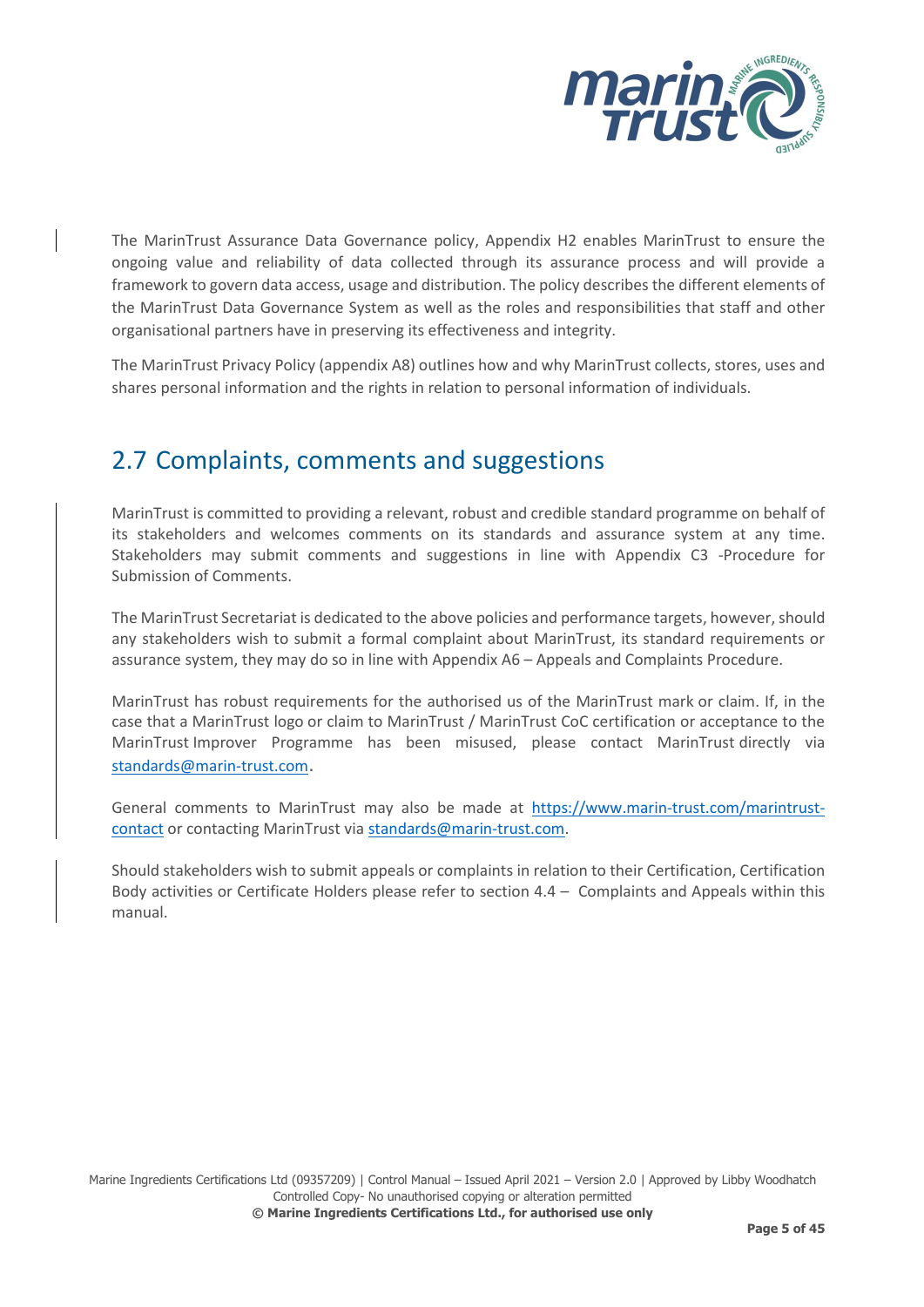The MarinTrust Assurance Data Governance policy, Appendix H2 enables MarinTrust to ensure the ongoing value and reliability of data collected through its assurance process and will provide a framework to govern data access, usage and distribution. The policy describes the different elements of the MarinTrust Data Governance System as well as the roles and responsibilities that staff and other organisational partners have in preserving its effectiveness and integrity.

The MarinTrust Privacy Policy (appendix A8) outlines how and why MarinTrust collects, stores, uses and shares personal information and the rights in relation to personal information of individuals.

## 2.7 Complaints, comments and suggestions

MarinTrust is committed to providing a relevant, robust and credible standard programme on behalf of its stakeholders and welcomes comments on its standards and assurance system at any time. Stakeholders may submit comments and suggestions in line with Appendix C3 -Procedure for Submission of Comments.

The MarinTrust Secretariat is dedicated to the above policies and performance targets, however, should any stakeholders wish to submit a formal complaint about MarinTrust, its standard requirements or assurance system, they may do so in line with Appendix A6 – Appeals and Complaints Procedure.

MarinTrust has robust requirements for the authorised us of the MarinTrust mark or claim. If, in the case that a MarinTrust logo or claim to MarinTrust / MarinTrust CoC certification or acceptance to the MarinTrust Improver Programme has been misused, please contact MarinTrust directly via standards@marin-trust.com.

General comments to MarinTrust may also be made at https://www.marin-trust.com/marintrust-contact or contacting MarinTrust via standards@marin-trust.com.

Should stakeholders wish to submit appeals or complaints in relation to their Certification, Certification Body activities or Certificate Holders please refer to section 4.4 – Complaints and Appeals within this manual.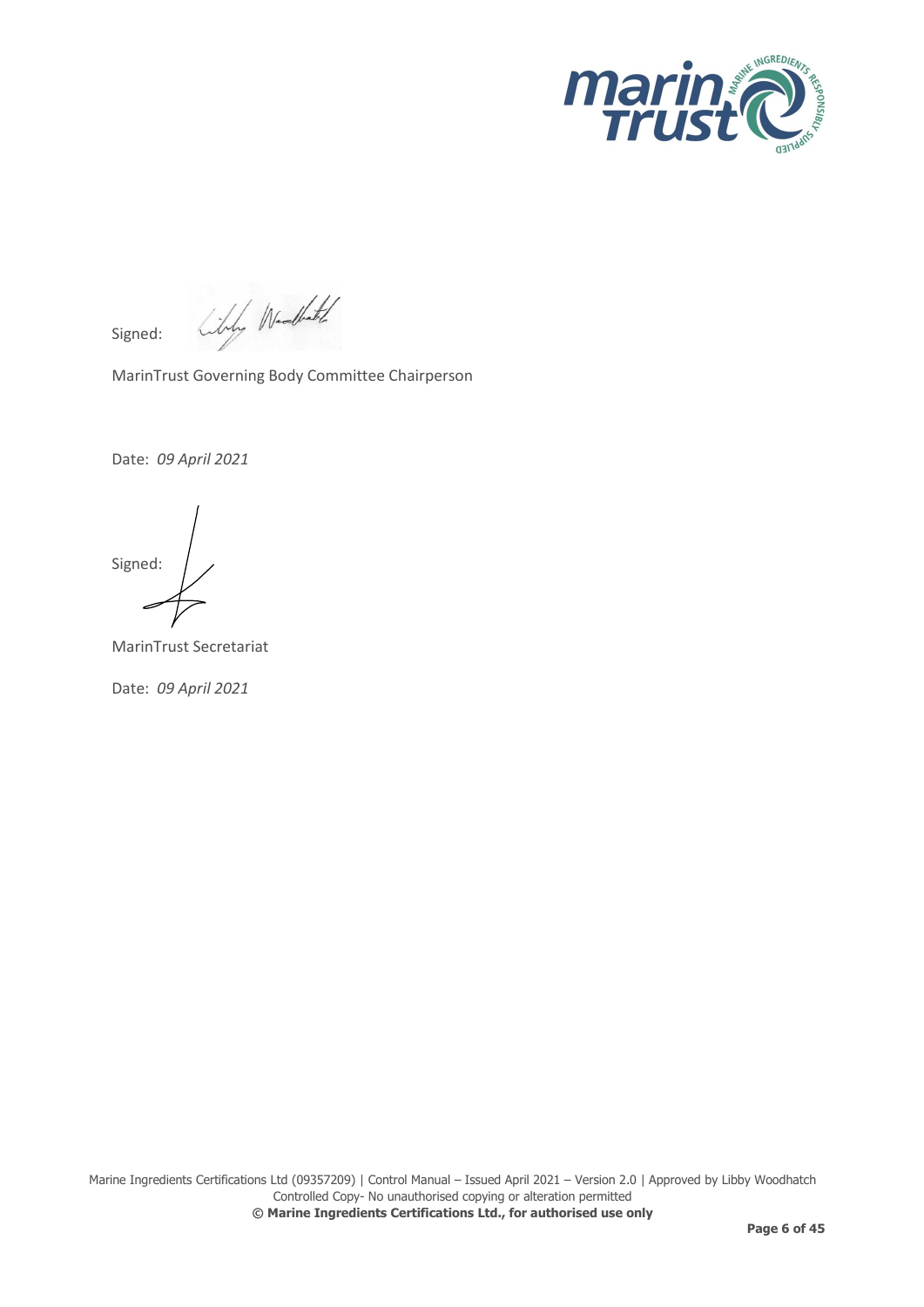Signed:

MarinTrust Governing Body Committee Chairperson

Date: *09 April 2021*

Signed:

MarinTrust Secretariat

Date: *09 April 2021*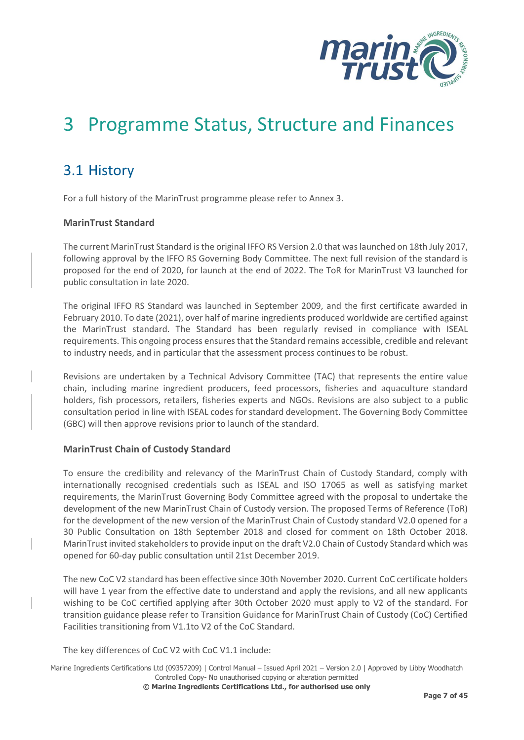# 3 Programme Status, Structure and Finances

## 3.1 History

For a full history of the MarinTrust programme please refer to Annex 3.

**MarinTrust Standard**

The current MarinTrust Standard is the original IFFO RS Version 2.0 that was launched on 18th July 2017, following approval by the IFFO RS Governing Body Committee. The next full revision of the standard is proposed for the end of 2020, for launch at the end of 2022. The ToR for MarinTrust V3 launched for public consultation in late 2020.

The original IFFO RS Standard was launched in September 2009, and the first certificate awarded in February 2010. To date (2021), over half of marine ingredients produced worldwide are certified against the MarinTrust standard. The Standard has been regularly revised in compliance with ISEAL requirements. This ongoing process ensures that the Standard remains accessible, credible and relevant to industry needs, and in particular that the assessment process continues to be robust.

Revisions are undertaken by a Technical Advisory Committee (TAC) that represents the entire value chain, including marine ingredient producers, feed processors, fisheries and aquaculture standard holders, fish processors, retailers, fisheries experts and NGOs. Revisions are also subject to a public consultation period in line with ISEAL codes for standard development. The Governing Body Committee (GBC) will then approve revisions prior to launch of the standard.

**MarinTrust Chain of Custody Standard**

To ensure the credibility and relevancy of the MarinTrust Chain of Custody Standard, comply with internationally recognised credentials such as ISEAL and ISO 17065 as well as satisfying market requirements, the MarinTrust Governing Body Committee agreed with the proposal to undertake the development of the new MarinTrust Chain of Custody version. The proposed Terms of Reference (ToR) for the development of the new version of the MarinTrust Chain of Custody standard V2.0 opened for a 30 Public Consultation on 18th September 2018 and closed for comment on 18th October 2018. MarinTrust invited stakeholders to provide input on the draft V2.0 Chain of Custody Standard which was opened for 60-day public consultation until 21st December 2019.

The new CoC V2 standard has been effective since 30th November 2020. Current CoC certificate holders will have 1 year from the effective date to understand and apply the revisions, and all new applicants wishing to be CoC certified applying after 30th October 2020 must apply to V2 of the standard. For transition guidance please refer to Transition Guidance for MarinTrust Chain of Custody (CoC) Certified Facilities transitioning from V1.1to V2 of the CoC Standard.

The key differences of CoC V2 with CoC V1.1 include: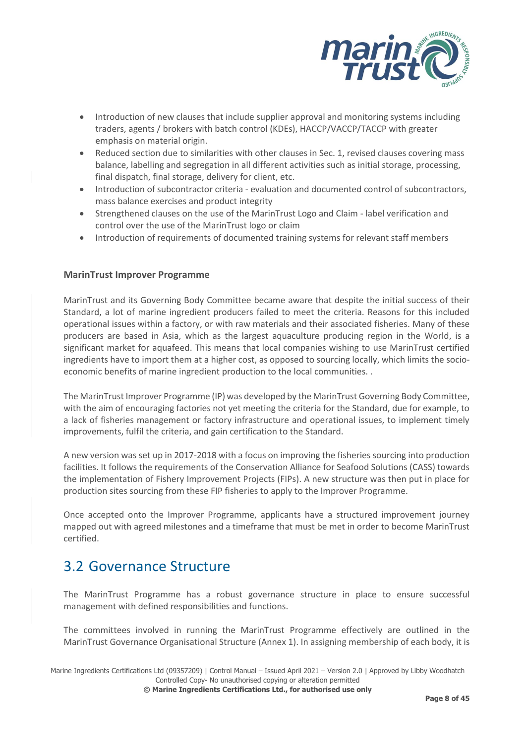- Introduction of new clauses that include supplier approval and monitoring systems including traders, agents / brokers with batch control (KDEs), HACCP/VACCP/TACCP with greater emphasis on material origin.
- Reduced section due to similarities with other clauses in Sec. 1, revised clauses covering mass balance, labelling and segregation in all different activities such as initial storage, processing, final dispatch, final storage, delivery for client, etc.
- Introduction of subcontractor criteria - evaluation and documented control of subcontractors, mass balance exercises and product integrity
- Strengthened clauses on the use of the MarinTrust Logo and Claim - label verification and control over the use of the MarinTrust logo or claim
- Introduction of requirements of documented training systems for relevant staff members

### MarinTrust Improver Programme

MarinTrust and its Governing Body Committee became aware that despite the initial success of their Standard, a lot of marine ingredient producers failed to meet the criteria. Reasons for this included operational issues within a factory, or with raw materials and their associated fisheries. Many of these producers are based in Asia, which as the largest aquaculture producing region in the World, is a significant market for aquafeed. This means that local companies wishing to use MarinTrust certified ingredients have to import them at a higher cost, as opposed to sourcing locally, which limits the socio-economic benefits of marine ingredient production to the local communities. .

The MarinTrust Improver Programme (IP) was developed by the MarinTrust Governing Body Committee, with the aim of encouraging factories not yet meeting the criteria for the Standard, due for example, to a lack of fisheries management or factory infrastructure and operational issues, to implement timely improvements, fulfil the criteria, and gain certification to the Standard.

A new version was set up in 2017-2018 with a focus on improving the fisheries sourcing into production facilities. It follows the requirements of the Conservation Alliance for Seafood Solutions (CASS) towards the implementation of Fishery Improvement Projects (FIPs). A new structure was then put in place for production sites sourcing from these FIP fisheries to apply to the Improver Programme.

Once accepted onto the Improver Programme, applicants have a structured improvement journey mapped out with agreed milestones and a timeframe that must be met in order to become MarinTrust certified.

## 3.2 Governance Structure

The MarinTrust Programme has a robust governance structure in place to ensure successful management with defined responsibilities and functions.

The committees involved in running the MarinTrust Programme effectively are outlined in the MarinTrust Governance Organisational Structure (Annex 1). In assigning membership of each body, it is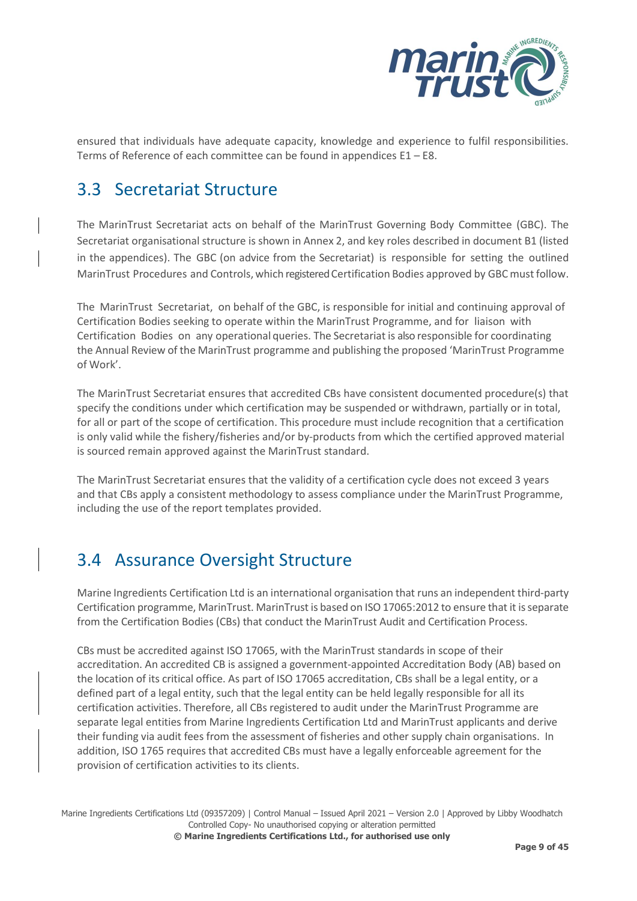ensured that individuals have adequate capacity, knowledge and experience to fulfil responsibilities. Terms of Reference of each committee can be found in appendices E1 – E8.

## 3.3 Secretariat Structure

The MarinTrust Secretariat acts on behalf of the MarinTrust Governing Body Committee (GBC). The Secretariat organisational structure is shown in Annex 2, and key roles described in document B1 (listed in the appendices). The GBC (on advice from the Secretariat) is responsible for setting the outlined MarinTrust Procedures and Controls, which registered Certification Bodies approved by GBC must follow.

The MarinTrust Secretariat, on behalf of the GBC, is responsible for initial and continuing approval of Certification Bodies seeking to operate within the MarinTrust Programme, and for liaison with Certification Bodies on any operational queries. The Secretariat is also responsible for coordinating the Annual Review of the MarinTrust programme and publishing the proposed 'MarinTrust Programme of Work'.

The MarinTrust Secretariat ensures that accredited CBs have consistent documented procedure(s) that specify the conditions under which certification may be suspended or withdrawn, partially or in total, for all or part of the scope of certification. This procedure must include recognition that a certification is only valid while the fishery/fisheries and/or by-products from which the certified approved material is sourced remain approved against the MarinTrust standard.

The MarinTrust Secretariat ensures that the validity of a certification cycle does not exceed 3 years and that CBs apply a consistent methodology to assess compliance under the MarinTrust Programme, including the use of the report templates provided.

## 3.4 Assurance Oversight Structure

Marine Ingredients Certification Ltd is an international organisation that runs an independent third-party Certification programme, MarinTrust. MarinTrust is based on ISO 17065:2012 to ensure that it is separate from the Certification Bodies (CBs) that conduct the MarinTrust Audit and Certification Process.

CBs must be accredited against ISO 17065, with the MarinTrust standards in scope of their accreditation. An accredited CB is assigned a government-appointed Accreditation Body (AB) based on the location of its critical office. As part of ISO 17065 accreditation, CBs shall be a legal entity, or a defined part of a legal entity, such that the legal entity can be held legally responsible for all its certification activities. Therefore, all CBs registered to audit under the MarinTrust Programme are separate legal entities from Marine Ingredients Certification Ltd and MarinTrust applicants and derive their funding via audit fees from the assessment of fisheries and other supply chain organisations. In addition, ISO 1765 requires that accredited CBs must have a legally enforceable agreement for the provision of certification activities to its clients.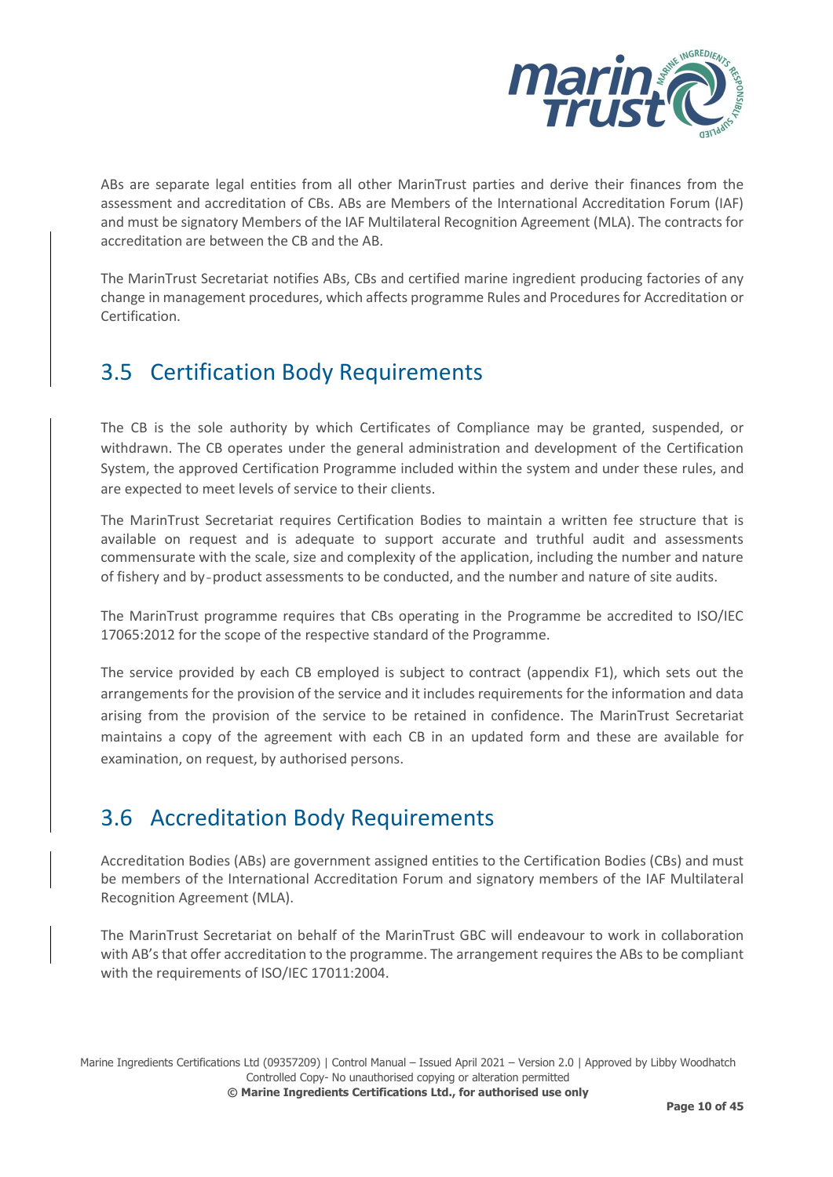ABs are separate legal entities from all other MarinTrust parties and derive their finances from the assessment and accreditation of CBs. ABs are Members of the International Accreditation Forum (IAF) and must be signatory Members of the IAF Multilateral Recognition Agreement (MLA). The contracts for accreditation are between the CB and the AB.

The MarinTrust Secretariat notifies ABs, CBs and certified marine ingredient producing factories of any change in management procedures, which affects programme Rules and Procedures for Accreditation or Certification.

## 3.5 Certification Body Requirements

The CB is the sole authority by which Certificates of Compliance may be granted, suspended, or withdrawn. The CB operates under the general administration and development of the Certification System, the approved Certification Programme included within the system and under these rules, and are expected to meet levels of service to their clients.

The MarinTrust Secretariat requires Certification Bodies to maintain a written fee structure that is available on request and is adequate to support accurate and truthful audit and assessments commensurate with the scale, size and complexity of the application, including the number and nature of fishery and by-product assessments to be conducted, and the number and nature of site audits.

The MarinTrust programme requires that CBs operating in the Programme be accredited to ISO/IEC 17065:2012 for the scope of the respective standard of the Programme.

The service provided by each CB employed is subject to contract (appendix F1), which sets out the arrangements for the provision of the service and it includes requirements for the information and data arising from the provision of the service to be retained in confidence. The MarinTrust Secretariat maintains a copy of the agreement with each CB in an updated form and these are available for examination, on request, by authorised persons.

## 3.6 Accreditation Body Requirements

Accreditation Bodies (ABs) are government assigned entities to the Certification Bodies (CBs) and must be members of the International Accreditation Forum and signatory members of the IAF Multilateral Recognition Agreement (MLA).

The MarinTrust Secretariat on behalf of the MarinTrust GBC will endeavour to work in collaboration with AB's that offer accreditation to the programme. The arrangement requires the ABs to be compliant with the requirements of ISO/IEC 17011:2004.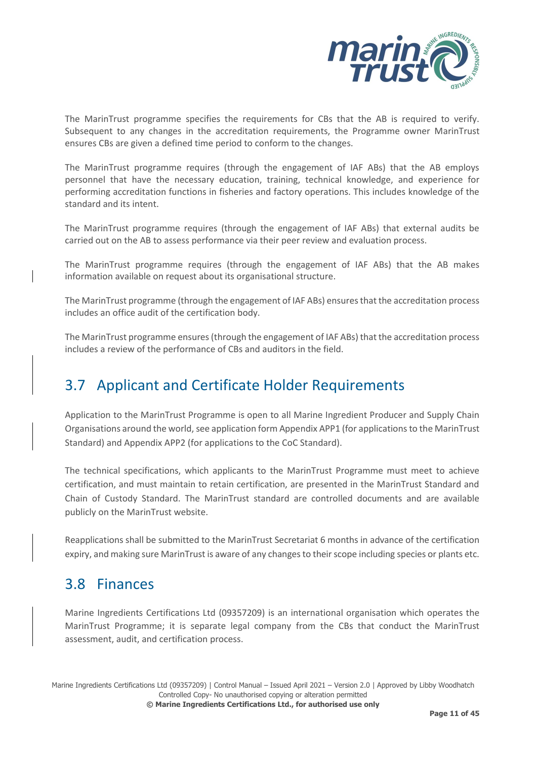The MarinTrust programme specifies the requirements for CBs that the AB is required to verify. Subsequent to any changes in the accreditation requirements, the Programme owner MarinTrust ensures CBs are given a defined time period to conform to the changes.

The MarinTrust programme requires (through the engagement of IAF ABs) that the AB employs personnel that have the necessary education, training, technical knowledge, and experience for performing accreditation functions in fisheries and factory operations. This includes knowledge of the standard and its intent.

The MarinTrust programme requires (through the engagement of IAF ABs) that external audits be carried out on the AB to assess performance via their peer review and evaluation process.

The MarinTrust programme requires (through the engagement of IAF ABs) that the AB makes information available on request about its organisational structure.

The MarinTrust programme (through the engagement of IAF ABs) ensures that the accreditation process includes an office audit of the certification body.

The MarinTrust programme ensures (through the engagement of IAF ABs) that the accreditation process includes a review of the performance of CBs and auditors in the field.

## 3.7 Applicant and Certificate Holder Requirements

Application to the MarinTrust Programme is open to all Marine Ingredient Producer and Supply Chain Organisations around the world, see application form Appendix APP1 (for applications to the MarinTrust Standard) and Appendix APP2 (for applications to the CoC Standard).

The technical specifications, which applicants to the MarinTrust Programme must meet to achieve certification, and must maintain to retain certification, are presented in the MarinTrust Standard and Chain of Custody Standard. The MarinTrust standard are controlled documents and are available publicly on the MarinTrust website.

Reapplications shall be submitted to the MarinTrust Secretariat 6 months in advance of the certification expiry, and making sure MarinTrust is aware of any changes to their scope including species or plants etc.

## 3.8 Finances

Marine Ingredients Certifications Ltd (09357209) is an international organisation which operates the MarinTrust Programme; it is separate legal company from the CBs that conduct the MarinTrust assessment, audit, and certification process.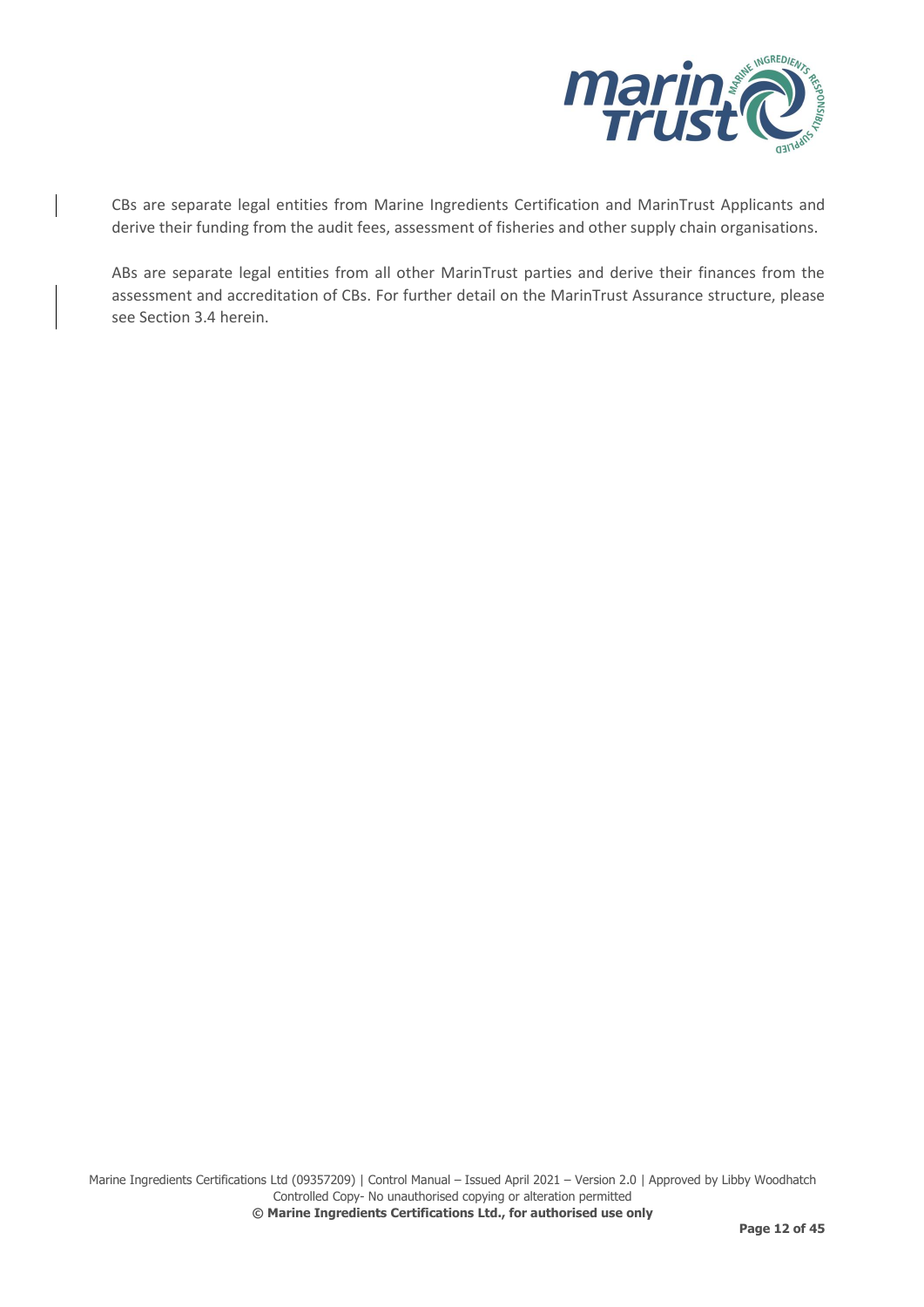CBs are separate legal entities from Marine Ingredients Certification and MarinTrust Applicants and derive their funding from the audit fees, assessment of fisheries and other supply chain organisations.

ABs are separate legal entities from all other MarinTrust parties and derive their finances from the assessment and accreditation of CBs. For further detail on the MarinTrust Assurance structure, please see Section 3.4 herein.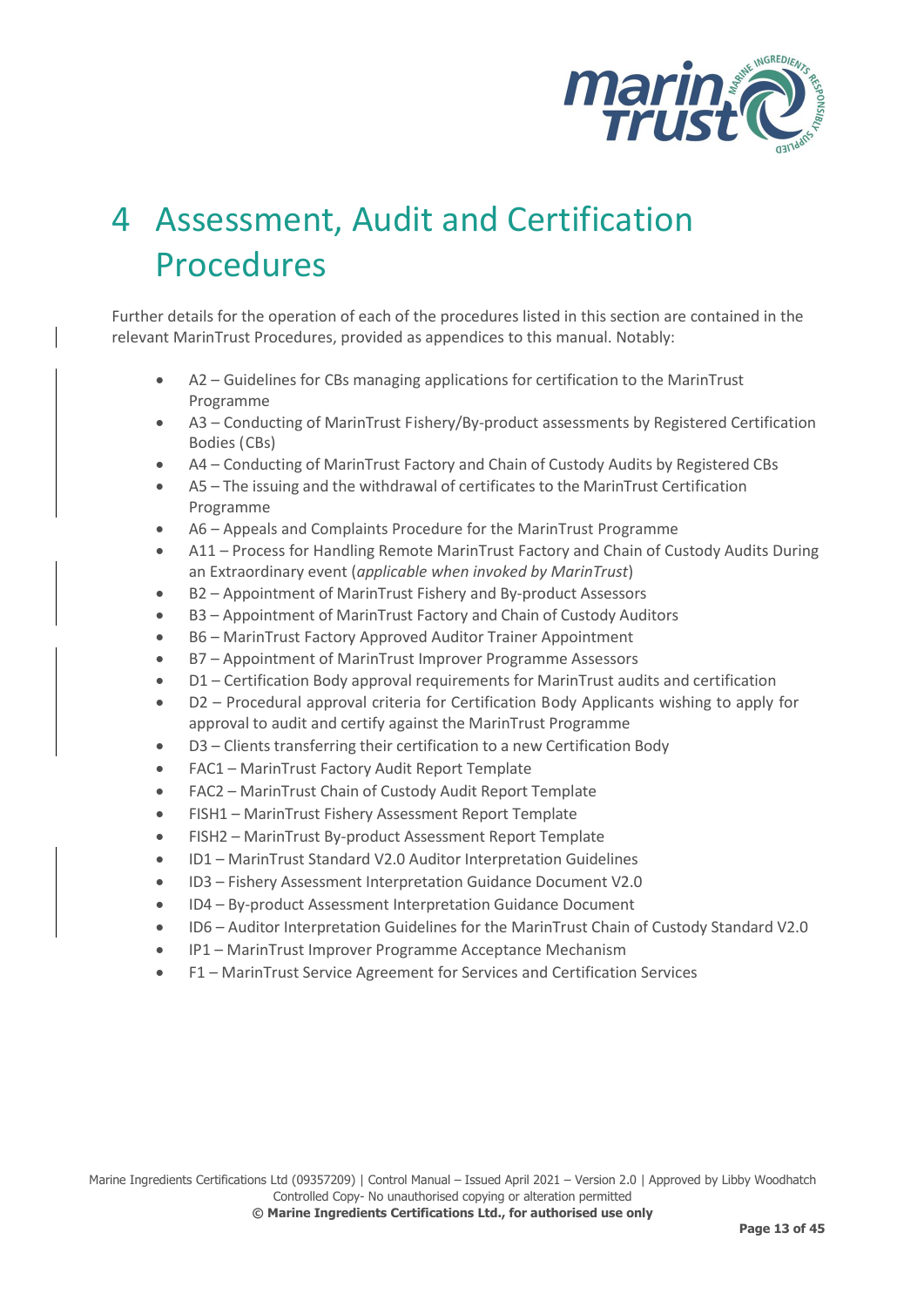# 4 Assessment, Audit and Certification Procedures

Further details for the operation of each of the procedures listed in this section are contained in the relevant MarinTrust Procedures, provided as appendices to this manual. Notably:

- A2 – Guidelines for CBs managing applications for certification to the MarinTrust Programme
- A3 – Conducting of MarinTrust Fishery/By-product assessments by Registered Certification Bodies (CBs)
- A4 – Conducting of MarinTrust Factory and Chain of Custody Audits by Registered CBs
- A5 – The issuing and the withdrawal of certificates to the MarinTrust Certification Programme
- A6 – Appeals and Complaints Procedure for the MarinTrust Programme
- A11 – Process for Handling Remote MarinTrust Factory and Chain of Custody Audits During an Extraordinary event (*applicable when invoked by MarinTrust*)
- B2 – Appointment of MarinTrust Fishery and By-product Assessors
- B3 – Appointment of MarinTrust Factory and Chain of Custody Auditors
- B6 – MarinTrust Factory Approved Auditor Trainer Appointment
- B7 – Appointment of MarinTrust Improver Programme Assessors
- D1 – Certification Body approval requirements for MarinTrust audits and certification
- D2 – Procedural approval criteria for Certification Body Applicants wishing to apply for approval to audit and certify against the MarinTrust Programme
- D3 – Clients transferring their certification to a new Certification Body
- FAC1 – MarinTrust Factory Audit Report Template
- FAC2 – MarinTrust Chain of Custody Audit Report Template
- FISH1 – MarinTrust Fishery Assessment Report Template
- FISH2 – MarinTrust By-product Assessment Report Template
- ID1 – MarinTrust Standard V2.0 Auditor Interpretation Guidelines
- ID3 – Fishery Assessment Interpretation Guidance Document V2.0
- ID4 – By-product Assessment Interpretation Guidance Document
- ID6 – Auditor Interpretation Guidelines for the MarinTrust Chain of Custody Standard V2.0
- IP1 – MarinTrust Improver Programme Acceptance Mechanism
- F1 – MarinTrust Service Agreement for Services and Certification Services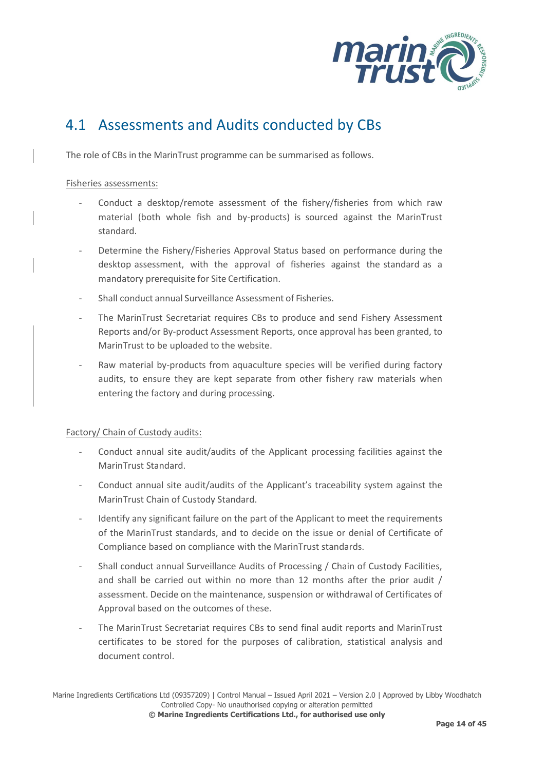## 4.1 Assessments and Audits conducted by CBs

The role of CBs in the MarinTrust programme can be summarised as follows.

<u>Fisheries assessments:</u>

- Conduct a desktop/remote assessment of the fishery/fisheries from which raw material (both whole fish and by-products) is sourced against the MarinTrust standard.
- Determine the Fishery/Fisheries Approval Status based on performance during the desktop assessment, with the approval of fisheries against the standard as a mandatory prerequisite for Site Certification.
- Shall conduct annual Surveillance Assessment of Fisheries.
- The MarinTrust Secretariat requires CBs to produce and send Fishery Assessment Reports and/or By-product Assessment Reports, once approval has been granted, to MarinTrust to be uploaded to the website.
- Raw material by-products from aquaculture species will be verified during factory audits, to ensure they are kept separate from other fishery raw materials when entering the factory and during processing.

<u>Factory/ Chain of Custody audits:</u>

- Conduct annual site audit/audits of the Applicant processing facilities against the MarinTrust Standard.
- Conduct annual site audit/audits of the Applicant's traceability system against the MarinTrust Chain of Custody Standard.
- Identify any significant failure on the part of the Applicant to meet the requirements of the MarinTrust standards, and to decide on the issue or denial of Certificate of Compliance based on compliance with the MarinTrust standards.
- Shall conduct annual Surveillance Audits of Processing / Chain of Custody Facilities, and shall be carried out within no more than 12 months after the prior audit / assessment. Decide on the maintenance, suspension or withdrawal of Certificates of Approval based on the outcomes of these.
- The MarinTrust Secretariat requires CBs to send final audit reports and MarinTrust certificates to be stored for the purposes of calibration, statistical analysis and document control.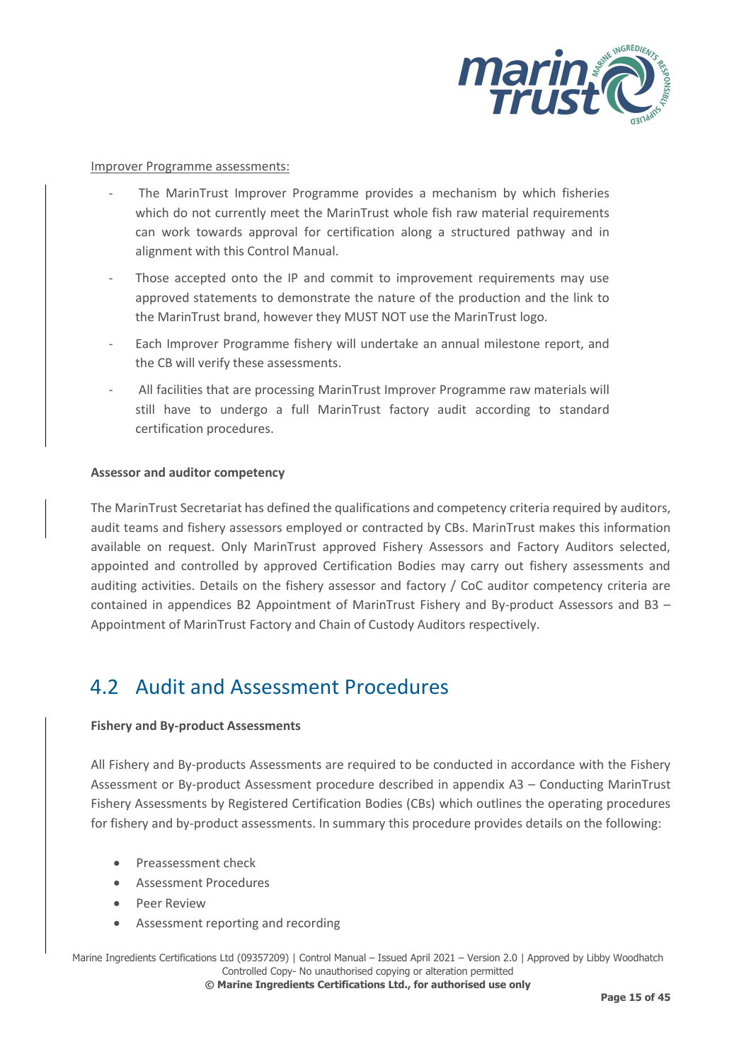Improver Programme assessments:

- The MarinTrust Improver Programme provides a mechanism by which fisheries which do not currently meet the MarinTrust whole fish raw material requirements can work towards approval for certification along a structured pathway and in alignment with this Control Manual.
- Those accepted onto the IP and commit to improvement requirements may use approved statements to demonstrate the nature of the production and the link to the MarinTrust brand, however they MUST NOT use the MarinTrust logo.
- Each Improver Programme fishery will undertake an annual milestone report, and the CB will verify these assessments.
- All facilities that are processing MarinTrust Improver Programme raw materials will still have to undergo a full MarinTrust factory audit according to standard certification procedures.

**Assessor and auditor competency**

The MarinTrust Secretariat has defined the qualifications and competency criteria required by auditors, audit teams and fishery assessors employed or contracted by CBs. MarinTrust makes this information available on request. Only MarinTrust approved Fishery Assessors and Factory Auditors selected, appointed and controlled by approved Certification Bodies may carry out fishery assessments and auditing activities. Details on the fishery assessor and factory / CoC auditor competency criteria are contained in appendices B2 Appointment of MarinTrust Fishery and By-product Assessors and B3 – Appointment of MarinTrust Factory and Chain of Custody Auditors respectively.

## 4.2 Audit and Assessment Procedures

**Fishery and By-product Assessments**

All Fishery and By-products Assessments are required to be conducted in accordance with the Fishery Assessment or By-product Assessment procedure described in appendix A3 – Conducting MarinTrust Fishery Assessments by Registered Certification Bodies (CBs) which outlines the operating procedures for fishery and by-product assessments. In summary this procedure provides details on the following:

- Preassessment check
- Assessment Procedures
- Peer Review
- Assessment reporting and recording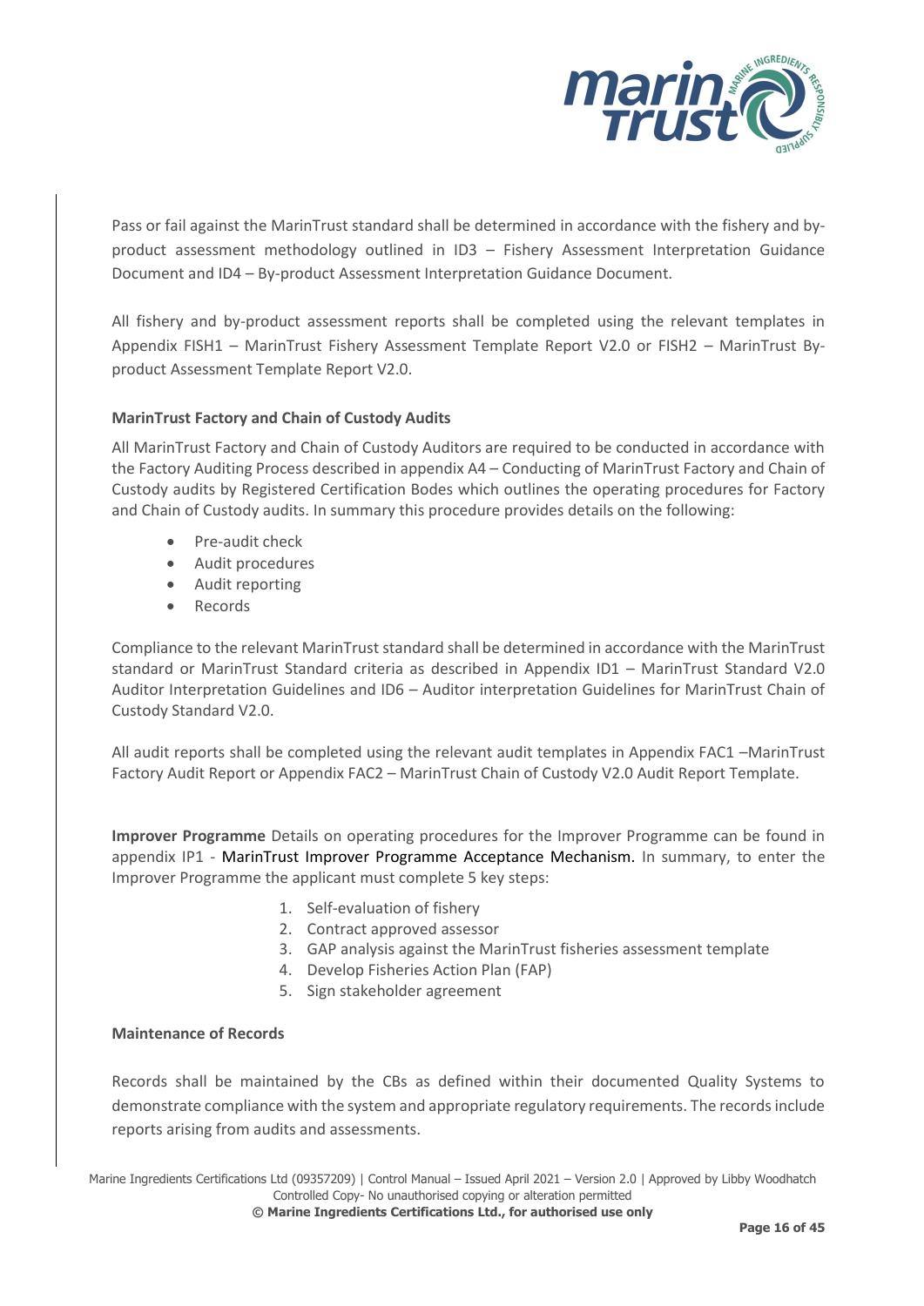Pass or fail against the MarinTrust standard shall be determined in accordance with the fishery and by-product assessment methodology outlined in ID3 – Fishery Assessment Interpretation Guidance Document and ID4 – By-product Assessment Interpretation Guidance Document.

All fishery and by-product assessment reports shall be completed using the relevant templates in Appendix FISH1 – MarinTrust Fishery Assessment Template Report V2.0 or FISH2 – MarinTrust By-product Assessment Template Report V2.0.

**MarinTrust Factory and Chain of Custody Audits**

All MarinTrust Factory and Chain of Custody Auditors are required to be conducted in accordance with the Factory Auditing Process described in appendix A4 – Conducting of MarinTrust Factory and Chain of Custody audits by Registered Certification Bodes which outlines the operating procedures for Factory and Chain of Custody audits. In summary this procedure provides details on the following:

- Pre-audit check
- Audit procedures
- Audit reporting
- Records

Compliance to the relevant MarinTrust standard shall be determined in accordance with the MarinTrust standard or MarinTrust Standard criteria as described in Appendix ID1 – MarinTrust Standard V2.0 Auditor Interpretation Guidelines and ID6 – Auditor interpretation Guidelines for MarinTrust Chain of Custody Standard V2.0.

All audit reports shall be completed using the relevant audit templates in Appendix FAC1 –MarinTrust Factory Audit Report or Appendix FAC2 – MarinTrust Chain of Custody V2.0 Audit Report Template.

**Improver Programme** Details on operating procedures for the Improver Programme can be found in appendix IP1 - MarinTrust Improver Programme Acceptance Mechanism. In summary, to enter the Improver Programme the applicant must complete 5 key steps:

1. Self-evaluation of fishery
2. Contract approved assessor
3. GAP analysis against the MarinTrust fisheries assessment template
4. Develop Fisheries Action Plan (FAP)
5. Sign stakeholder agreement

**Maintenance of Records**

Records shall be maintained by the CBs as defined within their documented Quality Systems to demonstrate compliance with the system and appropriate regulatory requirements. The records include reports arising from audits and assessments.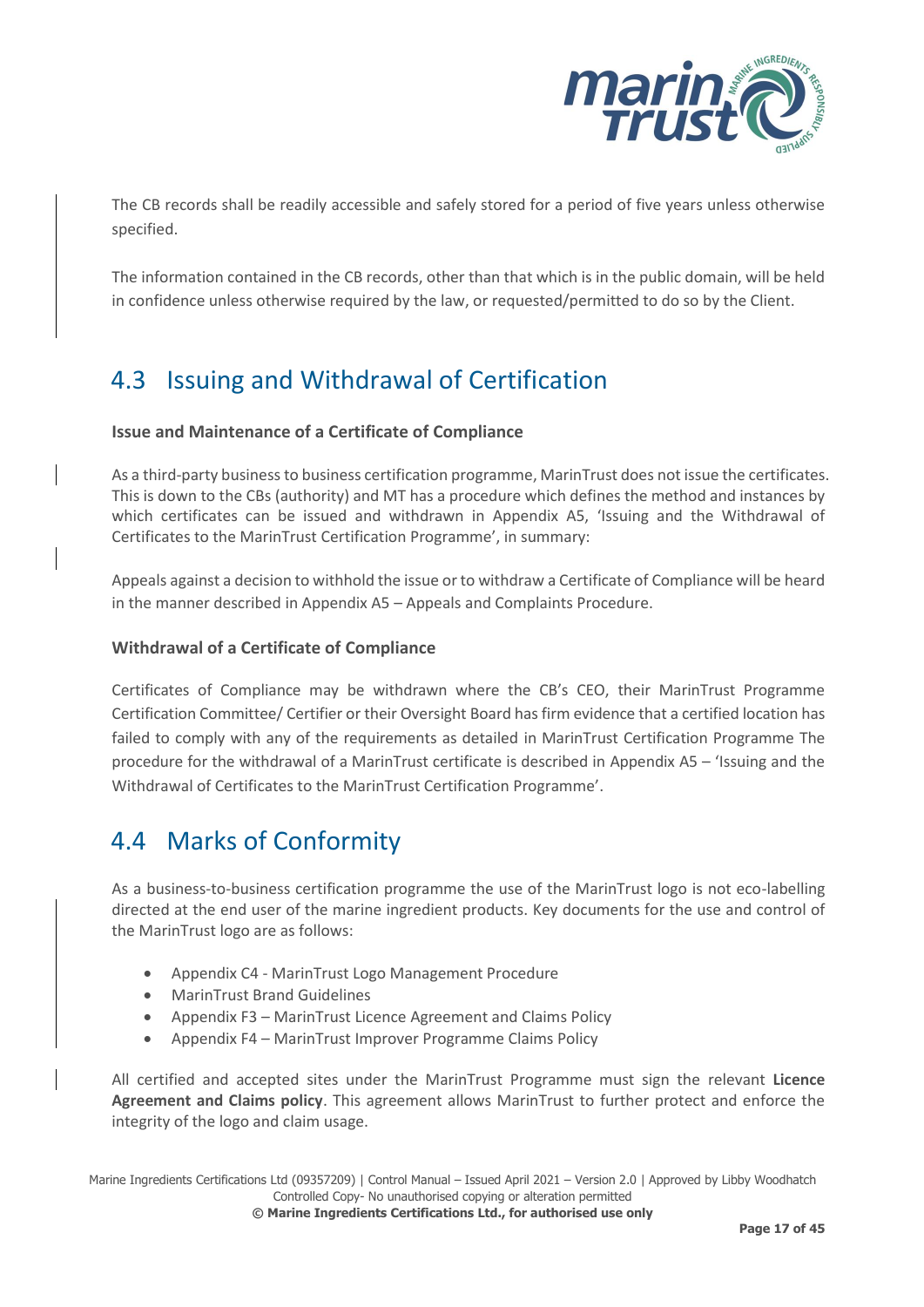The CB records shall be readily accessible and safely stored for a period of five years unless otherwise specified.

The information contained in the CB records, other than that which is in the public domain, will be held in confidence unless otherwise required by the law, or requested/permitted to do so by the Client.

## 4.3 Issuing and Withdrawal of Certification

### Issue and Maintenance of a Certificate of Compliance

As a third-party business to business certification programme, MarinTrust does not issue the certificates. This is down to the CBs (authority) and MT has a procedure which defines the method and instances by which certificates can be issued and withdrawn in Appendix A5, 'Issuing and the Withdrawal of Certificates to the MarinTrust Certification Programme', in summary:

Appeals against a decision to withhold the issue or to withdraw a Certificate of Compliance will be heard in the manner described in Appendix A5 – Appeals and Complaints Procedure.

### Withdrawal of a Certificate of Compliance

Certificates of Compliance may be withdrawn where the CB's CEO, their MarinTrust Programme Certification Committee/ Certifier or their Oversight Board has firm evidence that a certified location has failed to comply with any of the requirements as detailed in MarinTrust Certification Programme The procedure for the withdrawal of a MarinTrust certificate is described in Appendix A5 – 'Issuing and the Withdrawal of Certificates to the MarinTrust Certification Programme'.

## 4.4 Marks of Conformity

As a business-to-business certification programme the use of the MarinTrust logo is not eco-labelling directed at the end user of the marine ingredient products. Key documents for the use and control of the MarinTrust logo are as follows:

- Appendix C4 - MarinTrust Logo Management Procedure
- MarinTrust Brand Guidelines
- Appendix F3 – MarinTrust Licence Agreement and Claims Policy
- Appendix F4 – MarinTrust Improver Programme Claims Policy

All certified and accepted sites under the MarinTrust Programme must sign the relevant **Licence Agreement and Claims policy**. This agreement allows MarinTrust to further protect and enforce the integrity of the logo and claim usage.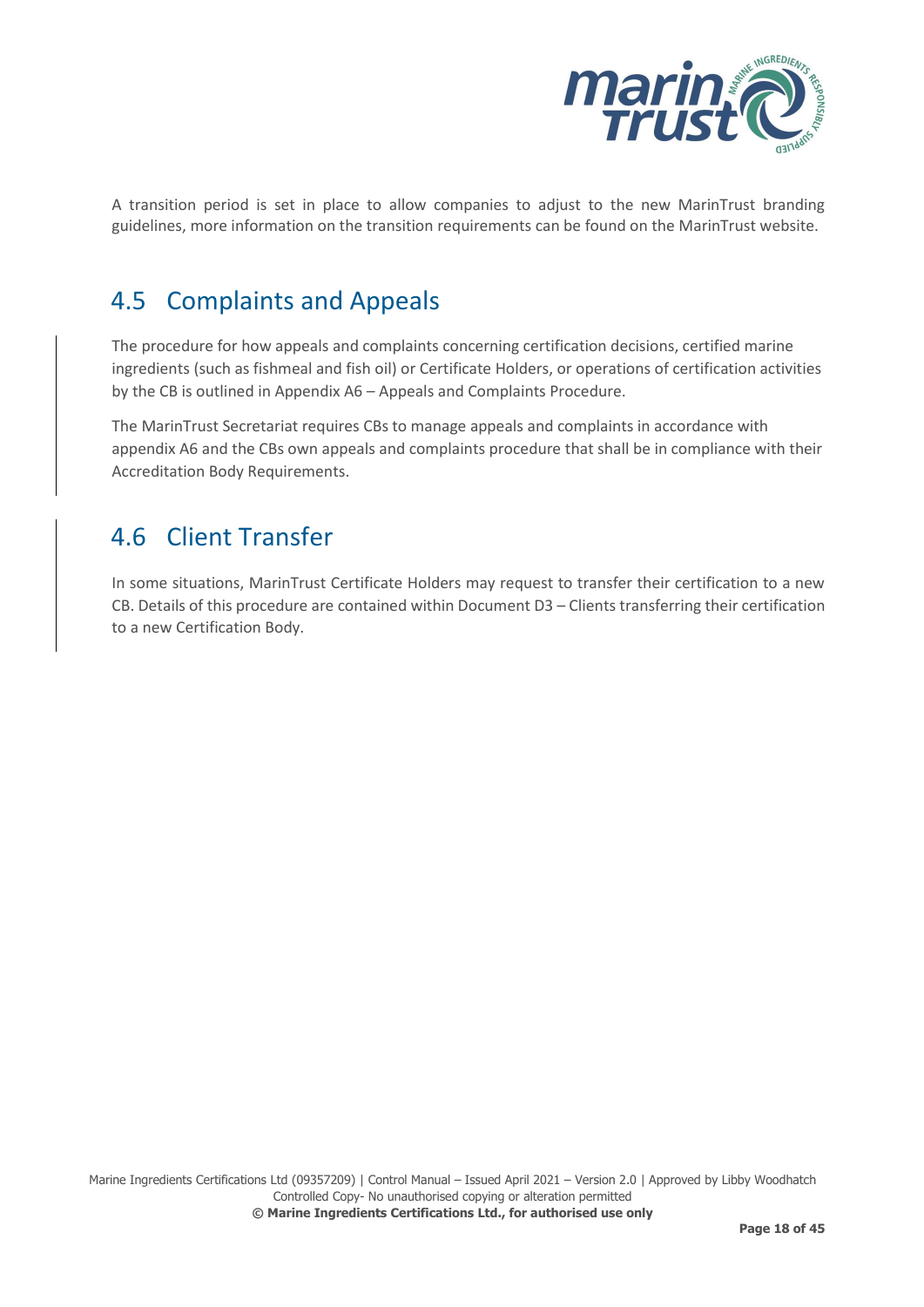A transition period is set in place to allow companies to adjust to the new MarinTrust branding guidelines, more information on the transition requirements can be found on the MarinTrust website.

## 4.5 Complaints and Appeals

The procedure for how appeals and complaints concerning certification decisions, certified marine ingredients (such as fishmeal and fish oil) or Certificate Holders, or operations of certification activities by the CB is outlined in Appendix A6 – Appeals and Complaints Procedure.

The MarinTrust Secretariat requires CBs to manage appeals and complaints in accordance with appendix A6 and the CBs own appeals and complaints procedure that shall be in compliance with their Accreditation Body Requirements.

## 4.6 Client Transfer

In some situations, MarinTrust Certificate Holders may request to transfer their certification to a new CB. Details of this procedure are contained within Document D3 – Clients transferring their certification to a new Certification Body.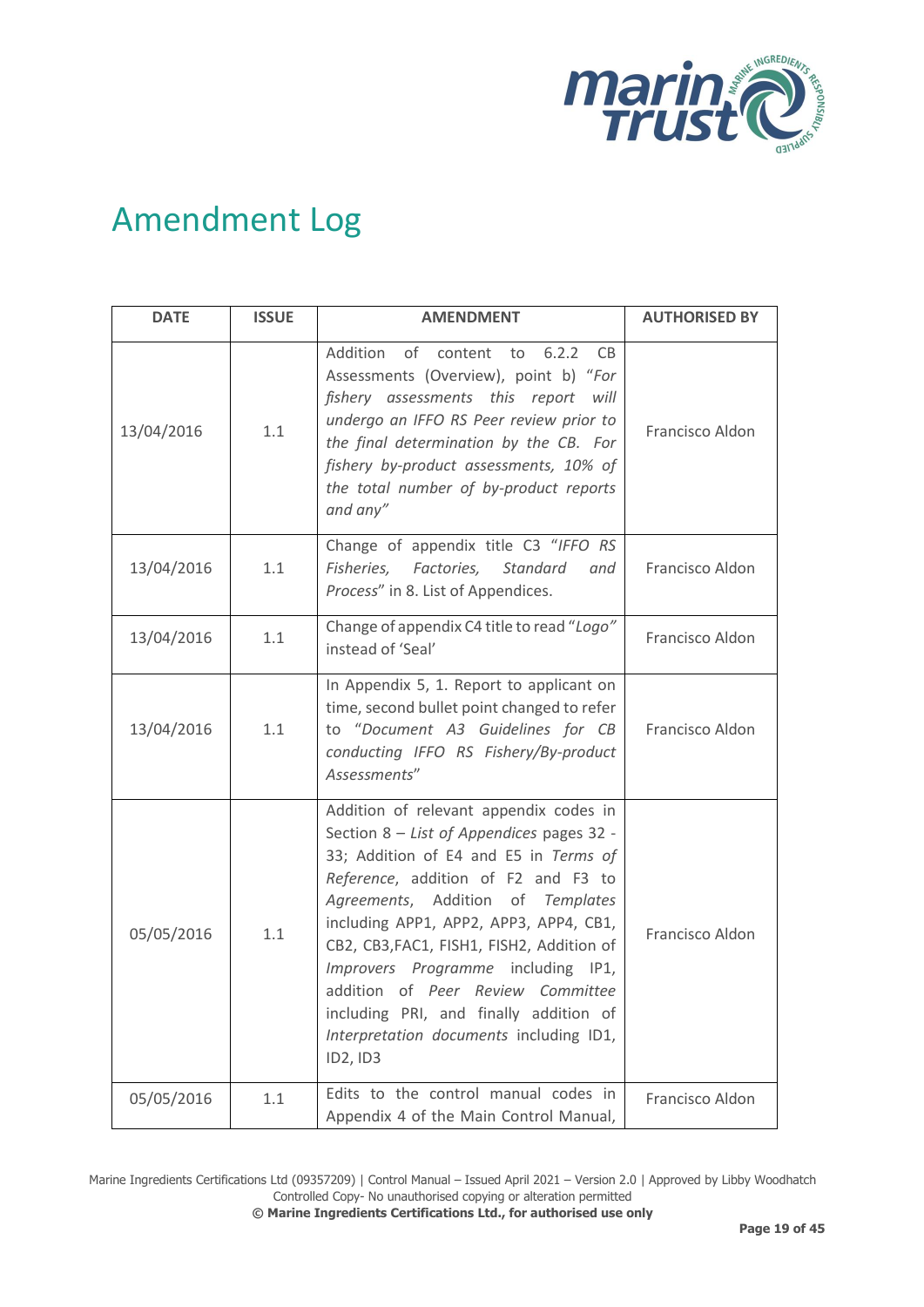# Amendment Log

| DATE | ISSUE | AMENDMENT | AUTHORISED BY |
|---|---|---|---|
| 13/04/2016 | 1.1 | Addition of content to 6.2.2 CB Assessments (Overview), point b) "*For fishery assessments this report will undergo an IFFO RS Peer review prior to the final determination by the CB. For fishery by-product assessments, 10% of the total number of by-product reports and any*" | Francisco Aldon |
| 13/04/2016 | 1.1 | Change of appendix title C3 "*IFFO RS Fisheries, Factories, Standard and Process*" in 8. List of Appendices. | Francisco Aldon |
| 13/04/2016 | 1.1 | Change of appendix C4 title to read "*Logo*" instead of 'Seal' | Francisco Aldon |
| 13/04/2016 | 1.1 | In Appendix 5, 1. Report to applicant on time, second bullet point changed to refer to "*Document A3 Guidelines for CB conducting IFFO RS Fishery/By-product Assessments*" | Francisco Aldon |
| 05/05/2016 | 1.1 | Addition of relevant appendix codes in Section 8 – *List of Appendices* pages 32 - 33; Addition of E4 and E5 in *Terms of Reference*, addition of F2 and F3 to *Agreements*, Addition of *Templates* including APP1, APP2, APP3, APP4, CB1, CB2, CB3,FAC1, FISH1, FISH2, Addition of *Improvers Programme* including IP1, addition of *Peer Review Committee* including PRI, and finally addition of *Interpretation documents* including ID1, ID2, ID3 | Francisco Aldon |
| 05/05/2016 | 1.1 | Edits to the control manual codes in Appendix 4 of the Main Control Manual, | Francisco Aldon |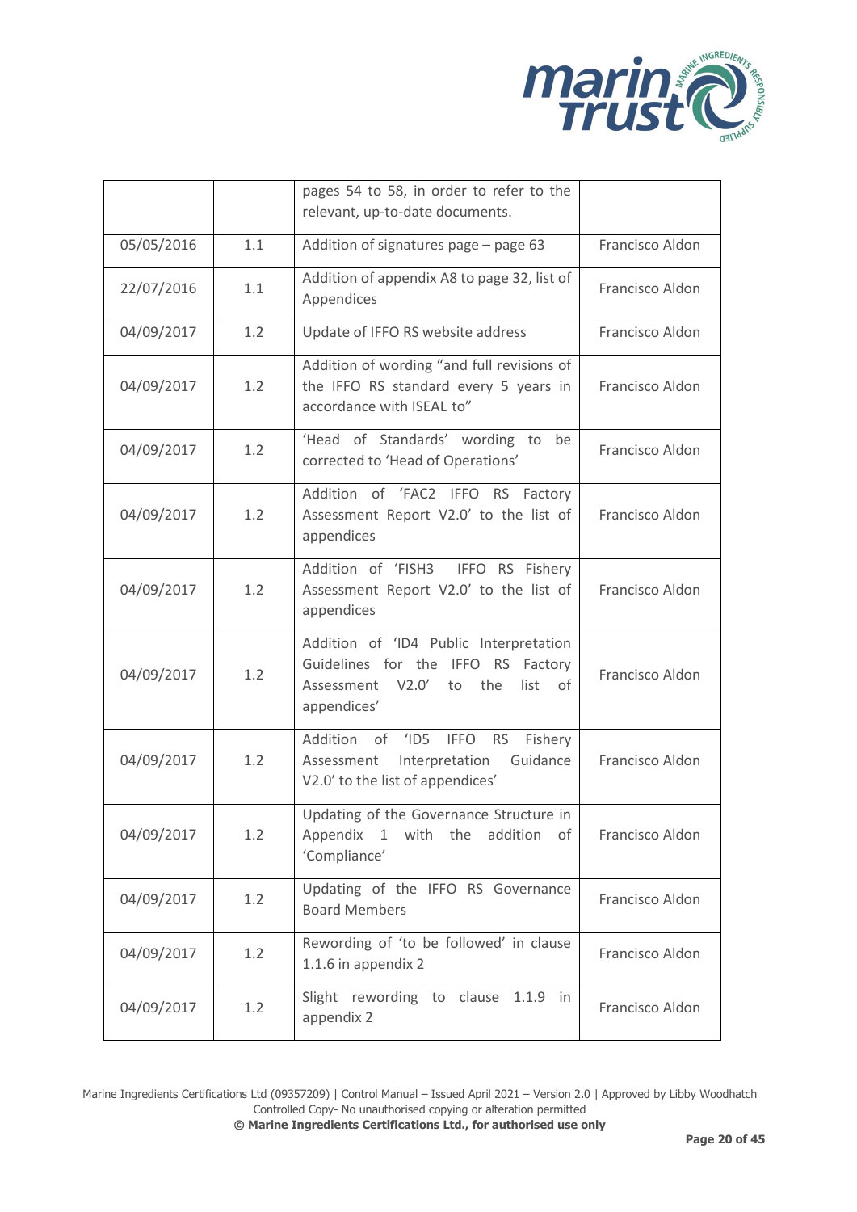| | | | |
|---|---|---|---|
| | | pages 54 to 58, in order to refer to the relevant, up-to-date documents. | |
| 05/05/2016 | 1.1 | Addition of signatures page – page 63 | Francisco Aldon |
| 22/07/2016 | 1.1 | Addition of appendix A8 to page 32, list of Appendices | Francisco Aldon |
| 04/09/2017 | 1.2 | Update of IFFO RS website address | Francisco Aldon |
| 04/09/2017 | 1.2 | Addition of wording "and full revisions of the IFFO RS standard every 5 years in accordance with ISEAL to" | Francisco Aldon |
| 04/09/2017 | 1.2 | 'Head of Standards' wording to be corrected to 'Head of Operations' | Francisco Aldon |
| 04/09/2017 | 1.2 | Addition of 'FAC2 IFFO RS Factory Assessment Report V2.0' to the list of appendices | Francisco Aldon |
| 04/09/2017 | 1.2 | Addition of 'FISH3 IFFO RS Fishery Assessment Report V2.0' to the list of appendices | Francisco Aldon |
| 04/09/2017 | 1.2 | Addition of 'ID4 Public Interpretation Guidelines for the IFFO RS Factory Assessment V2.0' to the list of appendices' | Francisco Aldon |
| 04/09/2017 | 1.2 | Addition of 'ID5 IFFO RS Fishery Assessment Interpretation Guidance V2.0' to the list of appendices' | Francisco Aldon |
| 04/09/2017 | 1.2 | Updating of the Governance Structure in Appendix 1 with the addition of 'Compliance' | Francisco Aldon |
| 04/09/2017 | 1.2 | Updating of the IFFO RS Governance Board Members | Francisco Aldon |
| 04/09/2017 | 1.2 | Rewording of 'to be followed' in clause 1.1.6 in appendix 2 | Francisco Aldon |
| 04/09/2017 | 1.2 | Slight rewording to clause 1.1.9 in appendix 2 | Francisco Aldon |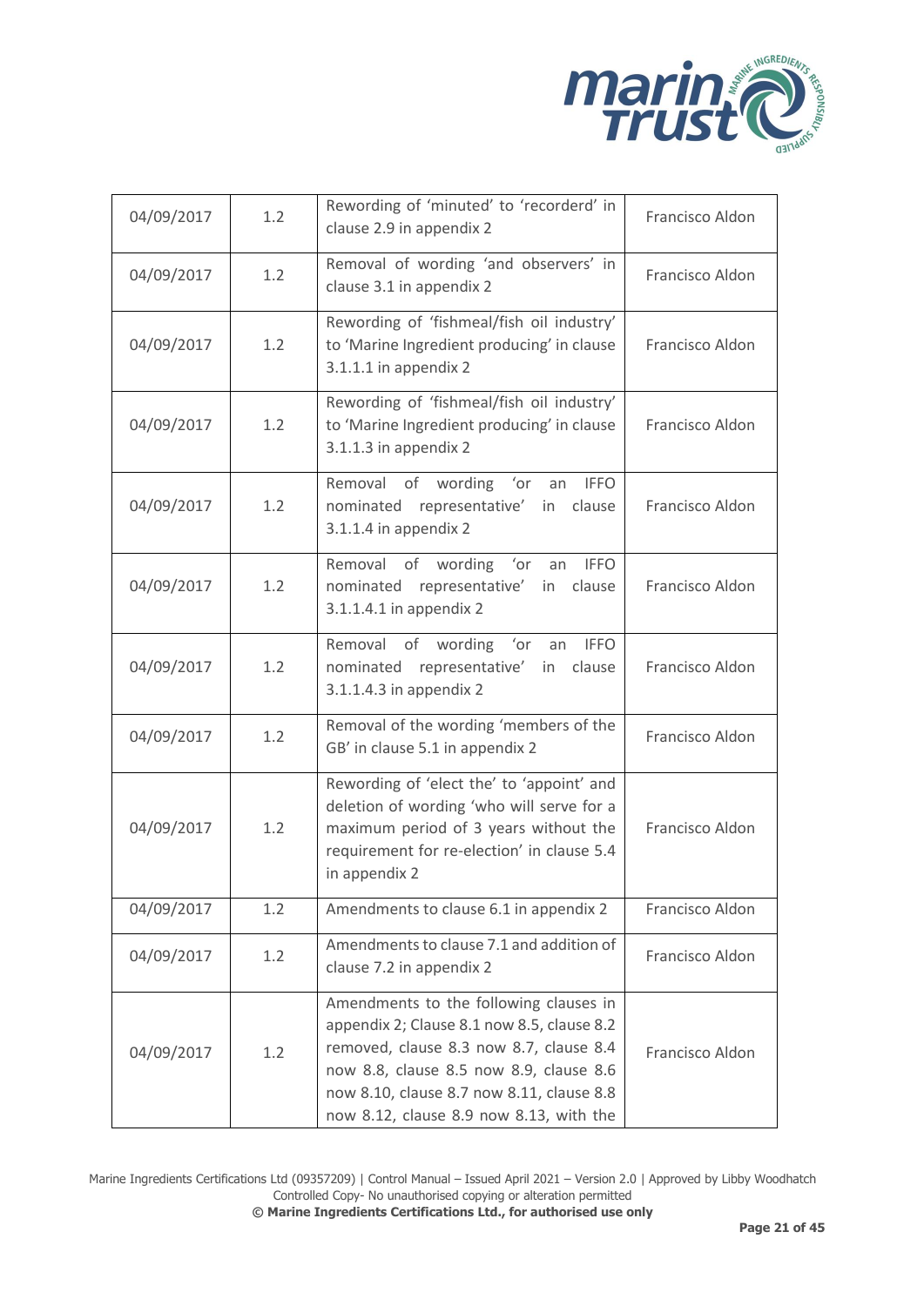| 04/09/2017 | 1.2 | Rewording of 'minuted' to 'recorderd' in clause 2.9 in appendix 2 | Francisco Aldon |
|---|---|---|---|
| 04/09/2017 | 1.2 | Removal of wording 'and observers' in clause 3.1 in appendix 2 | Francisco Aldon |
| 04/09/2017 | 1.2 | Rewording of 'fishmeal/fish oil industry' to 'Marine Ingredient producing' in clause 3.1.1.1 in appendix 2 | Francisco Aldon |
| 04/09/2017 | 1.2 | Rewording of 'fishmeal/fish oil industry' to 'Marine Ingredient producing' in clause 3.1.1.3 in appendix 2 | Francisco Aldon |
| 04/09/2017 | 1.2 | Removal of wording 'or an IFFO nominated representative' in clause 3.1.1.4 in appendix 2 | Francisco Aldon |
| 04/09/2017 | 1.2 | Removal of wording 'or an IFFO nominated representative' in clause 3.1.1.4.1 in appendix 2 | Francisco Aldon |
| 04/09/2017 | 1.2 | Removal of wording 'or an IFFO nominated representative' in clause 3.1.1.4.3 in appendix 2 | Francisco Aldon |
| 04/09/2017 | 1.2 | Removal of the wording 'members of the GB' in clause 5.1 in appendix 2 | Francisco Aldon |
| 04/09/2017 | 1.2 | Rewording of 'elect the' to 'appoint' and deletion of wording 'who will serve for a maximum period of 3 years without the requirement for re-election' in clause 5.4 in appendix 2 | Francisco Aldon |
| 04/09/2017 | 1.2 | Amendments to clause 6.1 in appendix 2 | Francisco Aldon |
| 04/09/2017 | 1.2 | Amendments to clause 7.1 and addition of clause 7.2 in appendix 2 | Francisco Aldon |
| 04/09/2017 | 1.2 | Amendments to the following clauses in appendix 2; Clause 8.1 now 8.5, clause 8.2 removed, clause 8.3 now 8.7, clause 8.4 now 8.8, clause 8.5 now 8.9, clause 8.6 now 8.10, clause 8.7 now 8.11, clause 8.8 now 8.12, clause 8.9 now 8.13, with the | Francisco Aldon |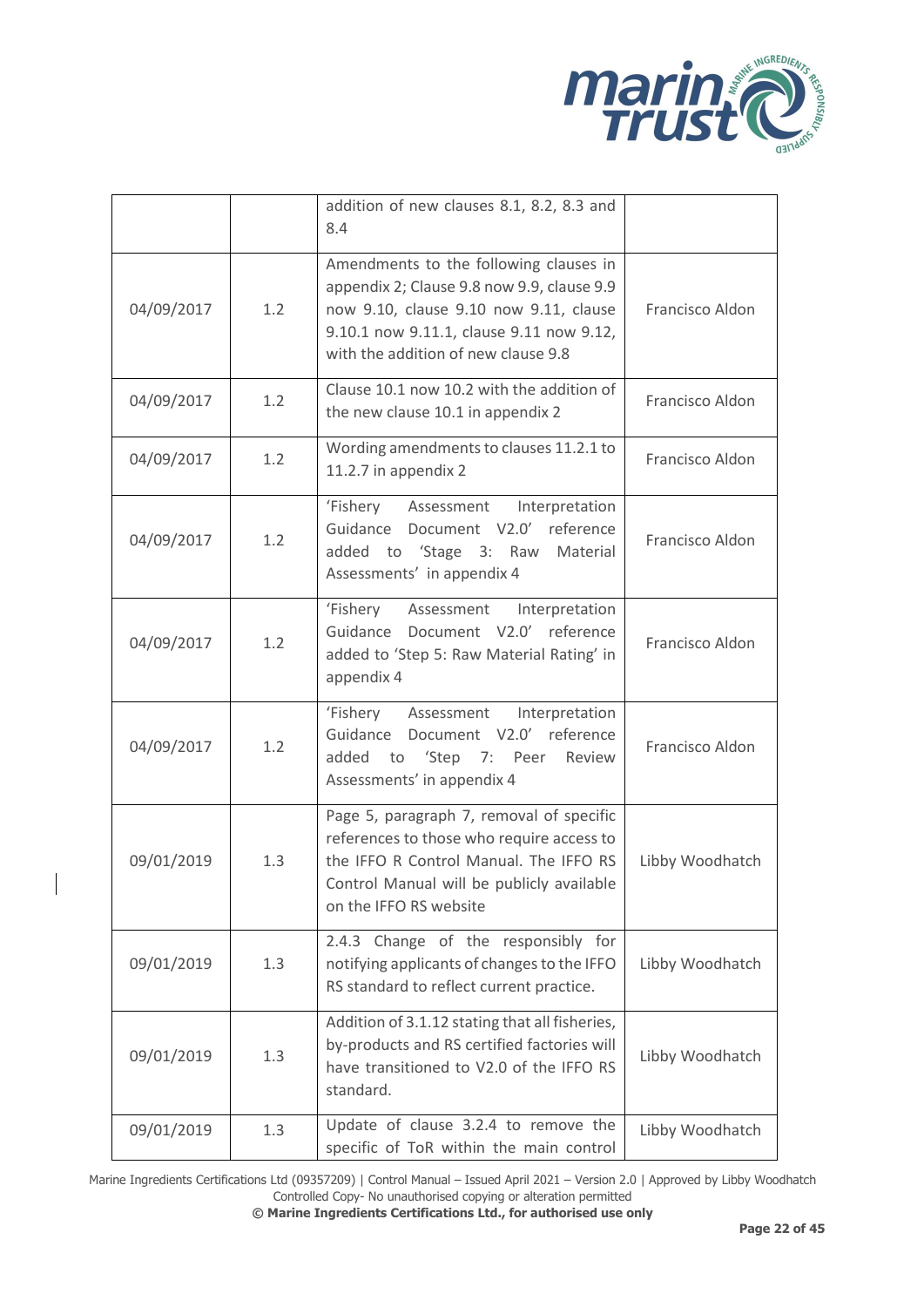| | | addition of new clauses 8.1, 8.2, 8.3 and 8.4 | |
|---|---|---|---|
| 04/09/2017 | 1.2 | Amendments to the following clauses in appendix 2; Clause 9.8 now 9.9, clause 9.9 now 9.10, clause 9.10 now 9.11, clause 9.10.1 now 9.11.1, clause 9.11 now 9.12, with the addition of new clause 9.8 | Francisco Aldon |
| 04/09/2017 | 1.2 | Clause 10.1 now 10.2 with the addition of the new clause 10.1 in appendix 2 | Francisco Aldon |
| 04/09/2017 | 1.2 | Wording amendments to clauses 11.2.1 to 11.2.7 in appendix 2 | Francisco Aldon |
| 04/09/2017 | 1.2 | 'Fishery Assessment Interpretation Guidance Document V2.0' reference added to 'Stage 3: Raw Material Assessments' in appendix 4 | Francisco Aldon |
| 04/09/2017 | 1.2 | 'Fishery Assessment Interpretation Guidance Document V2.0' reference added to 'Step 5: Raw Material Rating' in appendix 4 | Francisco Aldon |
| 04/09/2017 | 1.2 | 'Fishery Assessment Interpretation Guidance Document V2.0' reference added to 'Step 7: Peer Review Assessments' in appendix 4 | Francisco Aldon |
| 09/01/2019 | 1.3 | Page 5, paragraph 7, removal of specific references to those who require access to the IFFO R Control Manual. The IFFO RS Control Manual will be publicly available on the IFFO RS website | Libby Woodhatch |
| 09/01/2019 | 1.3 | 2.4.3 Change of the responsibly for notifying applicants of changes to the IFFO RS standard to reflect current practice. | Libby Woodhatch |
| 09/01/2019 | 1.3 | Addition of 3.1.12 stating that all fisheries, by-products and RS certified factories will have transitioned to V2.0 of the IFFO RS standard. | Libby Woodhatch |
| 09/01/2019 | 1.3 | Update of clause 3.2.4 to remove the specific of ToR within the main control | Libby Woodhatch |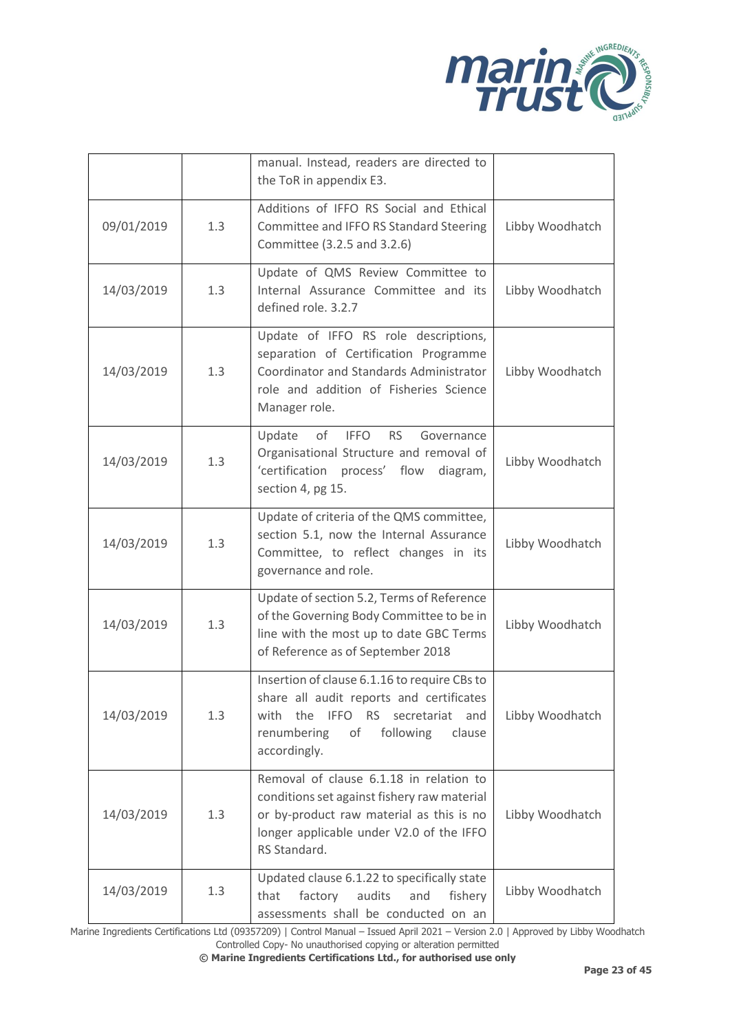| | | | |
|---|---|---|---|
| | | manual. Instead, readers are directed to the ToR in appendix E3. | |
| 09/01/2019 | 1.3 | Additions of IFFO RS Social and Ethical Committee and IFFO RS Standard Steering Committee (3.2.5 and 3.2.6) | Libby Woodhatch |
| 14/03/2019 | 1.3 | Update of QMS Review Committee to Internal Assurance Committee and its defined role. 3.2.7 | Libby Woodhatch |
| 14/03/2019 | 1.3 | Update of IFFO RS role descriptions, separation of Certification Programme Coordinator and Standards Administrator role and addition of Fisheries Science Manager role. | Libby Woodhatch |
| 14/03/2019 | 1.3 | Update of IFFO RS Governance Organisational Structure and removal of 'certification process' flow diagram, section 4, pg 15. | Libby Woodhatch |
| 14/03/2019 | 1.3 | Update of criteria of the QMS committee, section 5.1, now the Internal Assurance Committee, to reflect changes in its governance and role. | Libby Woodhatch |
| 14/03/2019 | 1.3 | Update of section 5.2, Terms of Reference of the Governing Body Committee to be in line with the most up to date GBC Terms of Reference as of September 2018 | Libby Woodhatch |
| 14/03/2019 | 1.3 | Insertion of clause 6.1.16 to require CBs to share all audit reports and certificates with the IFFO RS secretariat and renumbering of following clause accordingly. | Libby Woodhatch |
| 14/03/2019 | 1.3 | Removal of clause 6.1.18 in relation to conditions set against fishery raw material or by-product raw material as this is no longer applicable under V2.0 of the IFFO RS Standard. | Libby Woodhatch |
| 14/03/2019 | 1.3 | Updated clause 6.1.22 to specifically state that factory audits and fishery assessments shall be conducted on an | Libby Woodhatch |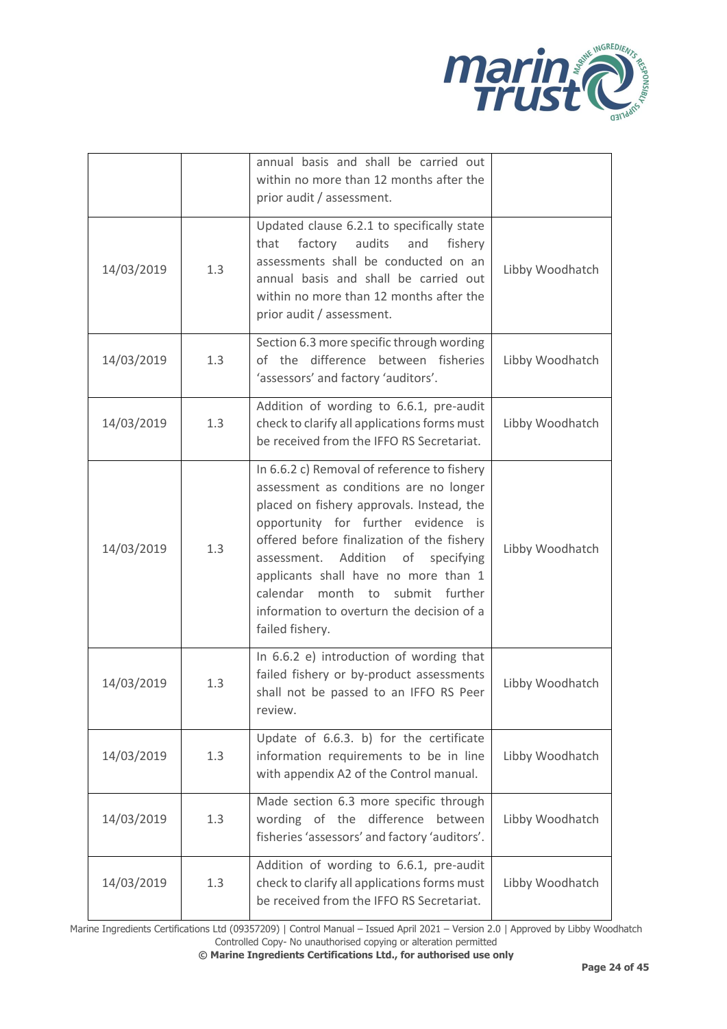|  |  |  |  |
|---|---|---|---|
|  |  | annual basis and shall be carried out within no more than 12 months after the prior audit / assessment. |  |
| 14/03/2019 | 1.3 | Updated clause 6.2.1 to specifically state that factory audits and fishery assessments shall be conducted on an annual basis and shall be carried out within no more than 12 months after the prior audit / assessment. | Libby Woodhatch |
| 14/03/2019 | 1.3 | Section 6.3 more specific through wording of the difference between fisheries 'assessors' and factory 'auditors'. | Libby Woodhatch |
| 14/03/2019 | 1.3 | Addition of wording to 6.6.1, pre-audit check to clarify all applications forms must be received from the IFFO RS Secretariat. | Libby Woodhatch |
| 14/03/2019 | 1.3 | In 6.6.2 c) Removal of reference to fishery assessment as conditions are no longer placed on fishery approvals. Instead, the opportunity for further evidence is offered before finalization of the fishery assessment. Addition of specifying applicants shall have no more than 1 calendar month to submit further information to overturn the decision of a failed fishery. | Libby Woodhatch |
| 14/03/2019 | 1.3 | In 6.6.2 e) introduction of wording that failed fishery or by-product assessments shall not be passed to an IFFO RS Peer review. | Libby Woodhatch |
| 14/03/2019 | 1.3 | Update of 6.6.3. b) for the certificate information requirements to be in line with appendix A2 of the Control manual. | Libby Woodhatch |
| 14/03/2019 | 1.3 | Made section 6.3 more specific through wording of the difference between fisheries 'assessors' and factory 'auditors'. | Libby Woodhatch |
| 14/03/2019 | 1.3 | Addition of wording to 6.6.1, pre-audit check to clarify all applications forms must be received from the IFFO RS Secretariat. | Libby Woodhatch |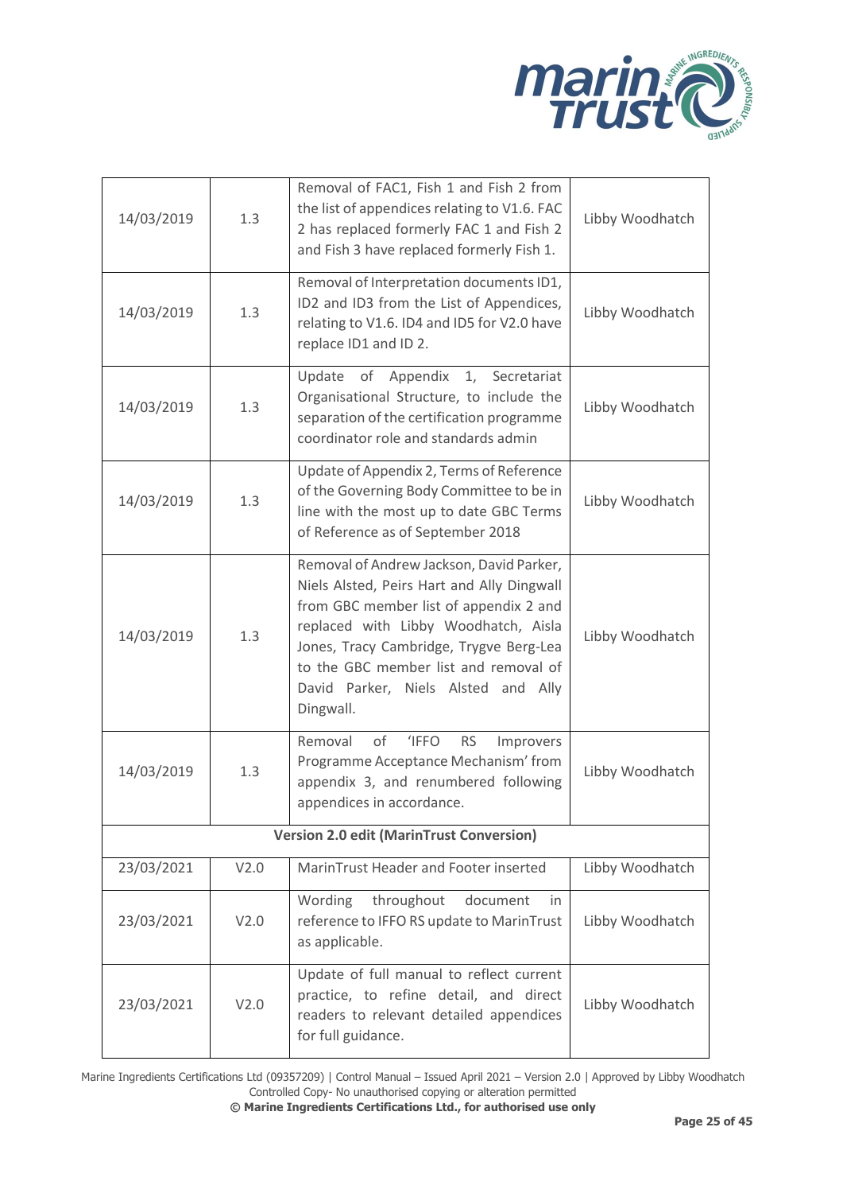| | | | |
|---|---|---|---|
| 14/03/2019 | 1.3 | Removal of FAC1, Fish 1 and Fish 2 from the list of appendices relating to V1.6. FAC 2 has replaced formerly FAC 1 and Fish 2 and Fish 3 have replaced formerly Fish 1. | Libby Woodhatch |
| 14/03/2019 | 1.3 | Removal of Interpretation documents ID1, ID2 and ID3 from the List of Appendices, relating to V1.6. ID4 and ID5 for V2.0 have replace ID1 and ID 2. | Libby Woodhatch |
| 14/03/2019 | 1.3 | Update of Appendix 1, Secretariat Organisational Structure, to include the separation of the certification programme coordinator role and standards admin | Libby Woodhatch |
| 14/03/2019 | 1.3 | Update of Appendix 2, Terms of Reference of the Governing Body Committee to be in line with the most up to date GBC Terms of Reference as of September 2018 | Libby Woodhatch |
| 14/03/2019 | 1.3 | Removal of Andrew Jackson, David Parker, Niels Alsted, Peirs Hart and Ally Dingwall from GBC member list of appendix 2 and replaced with Libby Woodhatch, Aisla Jones, Tracy Cambridge, Trygve Berg-Lea to the GBC member list and removal of David Parker, Niels Alsted and Ally Dingwall. | Libby Woodhatch |
| 14/03/2019 | 1.3 | Removal of 'IFFO RS Improvers Programme Acceptance Mechanism' from appendix 3, and renumbered following appendices in accordance. | Libby Woodhatch |
| **Version 2.0 edit (MarinTrust Conversion)** | | | |
| 23/03/2021 | V2.0 | MarinTrust Header and Footer inserted | Libby Woodhatch |
| 23/03/2021 | V2.0 | Wording throughout document in reference to IFFO RS update to MarinTrust as applicable. | Libby Woodhatch |
| 23/03/2021 | V2.0 | Update of full manual to reflect current practice, to refine detail, and direct readers to relevant detailed appendices for full guidance. | Libby Woodhatch |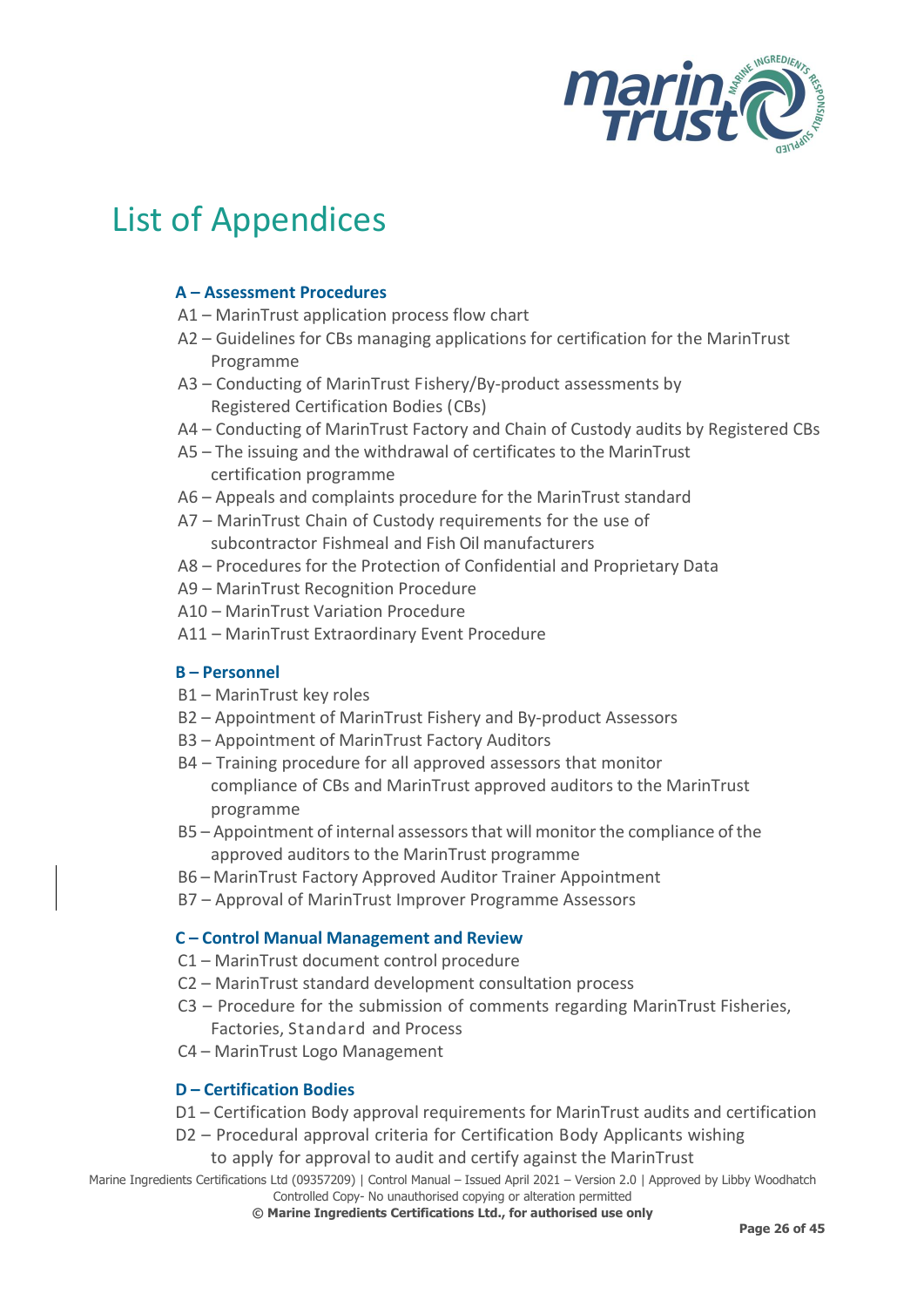# List of Appendices

### A – Assessment Procedures

- A1 – MarinTrust application process flow chart
- A2 – Guidelines for CBs managing applications for certification for the MarinTrust Programme
- A3 – Conducting of MarinTrust Fishery/By-product assessments by Registered Certification Bodies (CBs)
- A4 – Conducting of MarinTrust Factory and Chain of Custody audits by Registered CBs
- A5 – The issuing and the withdrawal of certificates to the MarinTrust certification programme
- A6 – Appeals and complaints procedure for the MarinTrust standard
- A7 – MarinTrust Chain of Custody requirements for the use of subcontractor Fishmeal and Fish Oil manufacturers
- A8 – Procedures for the Protection of Confidential and Proprietary Data
- A9 – MarinTrust Recognition Procedure
- A10 – MarinTrust Variation Procedure
- A11 – MarinTrust Extraordinary Event Procedure

### B – Personnel

- B1 – MarinTrust key roles
- B2 – Appointment of MarinTrust Fishery and By-product Assessors
- B3 – Appointment of MarinTrust Factory Auditors
- B4 – Training procedure for all approved assessors that monitor compliance of CBs and MarinTrust approved auditors to the MarinTrust programme
- B5 – Appointment of internal assessors that will monitor the compliance of the approved auditors to the MarinTrust programme
- B6 – MarinTrust Factory Approved Auditor Trainer Appointment
- B7 – Approval of MarinTrust Improver Programme Assessors

### C – Control Manual Management and Review

- C1 – MarinTrust document control procedure
- C2 – MarinTrust standard development consultation process
- C3 – Procedure for the submission of comments regarding MarinTrust Fisheries, Factories, Standard and Process
- C4 – MarinTrust Logo Management

### D – Certification Bodies

- D1 – Certification Body approval requirements for MarinTrust audits and certification
- D2 – Procedural approval criteria for Certification Body Applicants wishing to apply for approval to audit and certify against the MarinTrust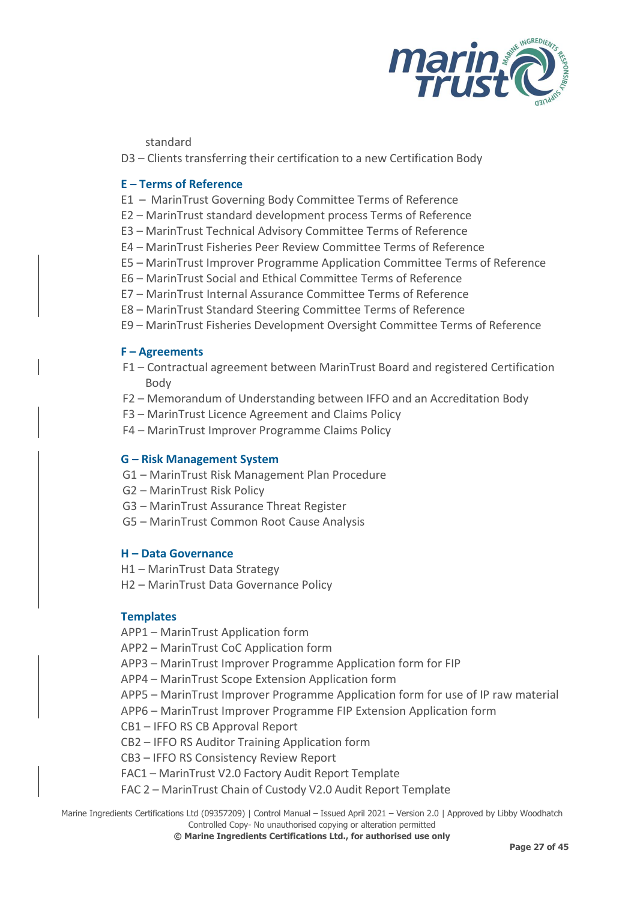standard

D3 – Clients transferring their certification to a new Certification Body

### E – Terms of Reference

E1 – MarinTrust Governing Body Committee Terms of Reference
E2 – MarinTrust standard development process Terms of Reference
E3 – MarinTrust Technical Advisory Committee Terms of Reference
E4 – MarinTrust Fisheries Peer Review Committee Terms of Reference
E5 – MarinTrust Improver Programme Application Committee Terms of Reference
E6 – MarinTrust Social and Ethical Committee Terms of Reference
E7 – MarinTrust Internal Assurance Committee Terms of Reference
E8 – MarinTrust Standard Steering Committee Terms of Reference
E9 – MarinTrust Fisheries Development Oversight Committee Terms of Reference

### F – Agreements

F1 – Contractual agreement between MarinTrust Board and registered Certification Body
F2 – Memorandum of Understanding between IFFO and an Accreditation Body
F3 – MarinTrust Licence Agreement and Claims Policy
F4 – MarinTrust Improver Programme Claims Policy

### G – Risk Management System

G1 – MarinTrust Risk Management Plan Procedure
G2 – MarinTrust Risk Policy
G3 – MarinTrust Assurance Threat Register
G5 – MarinTrust Common Root Cause Analysis

### H – Data Governance

H1 – MarinTrust Data Strategy
H2 – MarinTrust Data Governance Policy

### Templates

APP1 – MarinTrust Application form
APP2 – MarinTrust CoC Application form
APP3 – MarinTrust Improver Programme Application form for FIP
APP4 – MarinTrust Scope Extension Application form
APP5 – MarinTrust Improver Programme Application form for use of IP raw material
APP6 – MarinTrust Improver Programme FIP Extension Application form
CB1 – IFFO RS CB Approval Report
CB2 – IFFO RS Auditor Training Application form
CB3 – IFFO RS Consistency Review Report
FAC1 – MarinTrust V2.0 Factory Audit Report Template
FAC 2 – MarinTrust Chain of Custody V2.0 Audit Report Template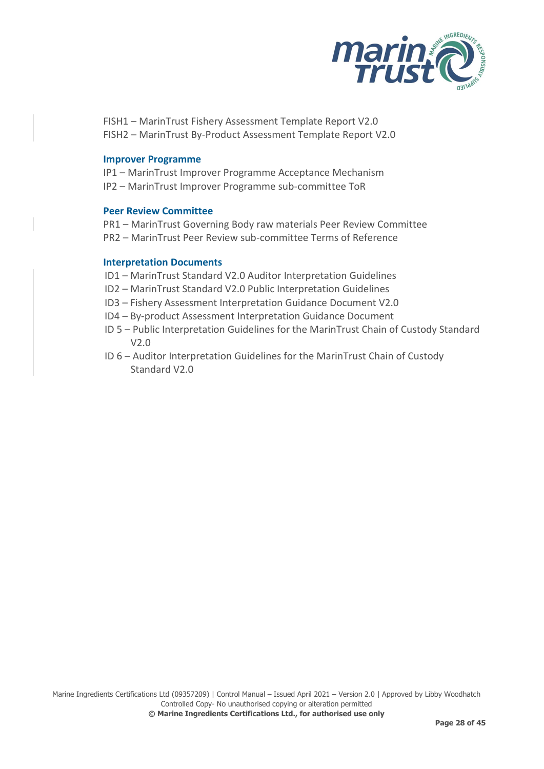FISH1 – MarinTrust Fishery Assessment Template Report V2.0

FISH2 – MarinTrust By-Product Assessment Template Report V2.0

### Improver Programme

IP1 – MarinTrust Improver Programme Acceptance Mechanism

IP2 – MarinTrust Improver Programme sub-committee ToR

### Peer Review Committee

PR1 – MarinTrust Governing Body raw materials Peer Review Committee

PR2 – MarinTrust Peer Review sub-committee Terms of Reference

### Interpretation Documents

ID1 – MarinTrust Standard V2.0 Auditor Interpretation Guidelines

ID2 – MarinTrust Standard V2.0 Public Interpretation Guidelines

ID3 – Fishery Assessment Interpretation Guidance Document V2.0

ID4 – By-product Assessment Interpretation Guidance Document

ID 5 – Public Interpretation Guidelines for the MarinTrust Chain of Custody Standard V2.0

ID 6 – Auditor Interpretation Guidelines for the MarinTrust Chain of Custody Standard V2.0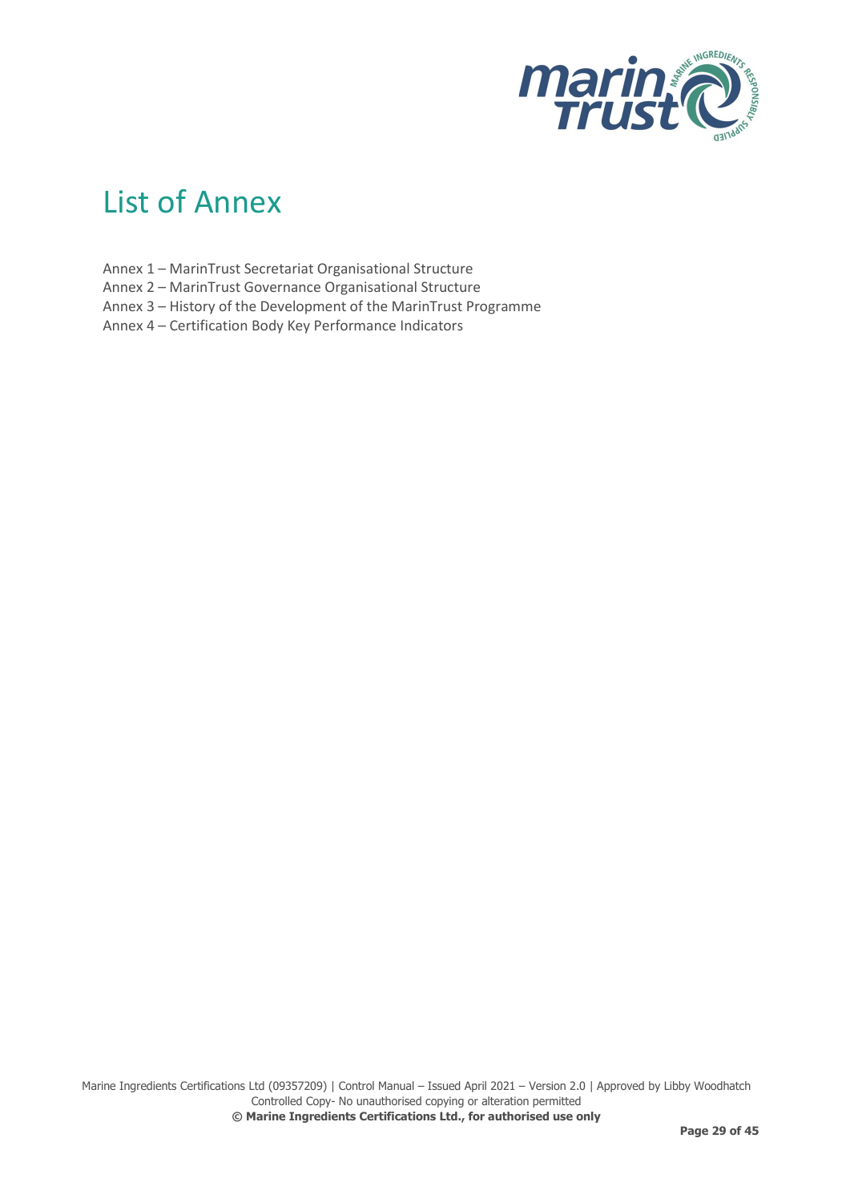# List of Annex

Annex 1 – MarinTrust Secretariat Organisational Structure
Annex 2 – MarinTrust Governance Organisational Structure
Annex 3 – History of the Development of the MarinTrust Programme
Annex 4 – Certification Body Key Performance Indicators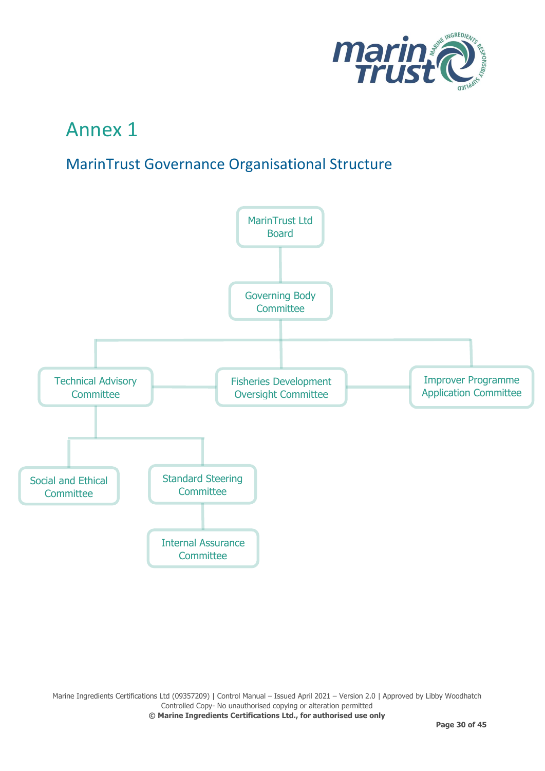# Annex 1

## MarinTrust Governance Organisational Structure

- MarinTrust Ltd Board
  - Governing Body Committee
    - Technical Advisory Committee
      - Social and Ethical Committee
      - Standard Steering Committee
        - Internal Assurance Committee
    - Fisheries Development Oversight Committee
    - Improver Programme Application Committee

Marine Ingredients Certifications Ltd (09357209) | Control Manual – Issued April 2021 – Version 2.0 | Approved by Libby Woodhatch
Controlled Copy- No unauthorised copying or alteration permitted
**© Marine Ingredients Certifications Ltd., for authorised use only**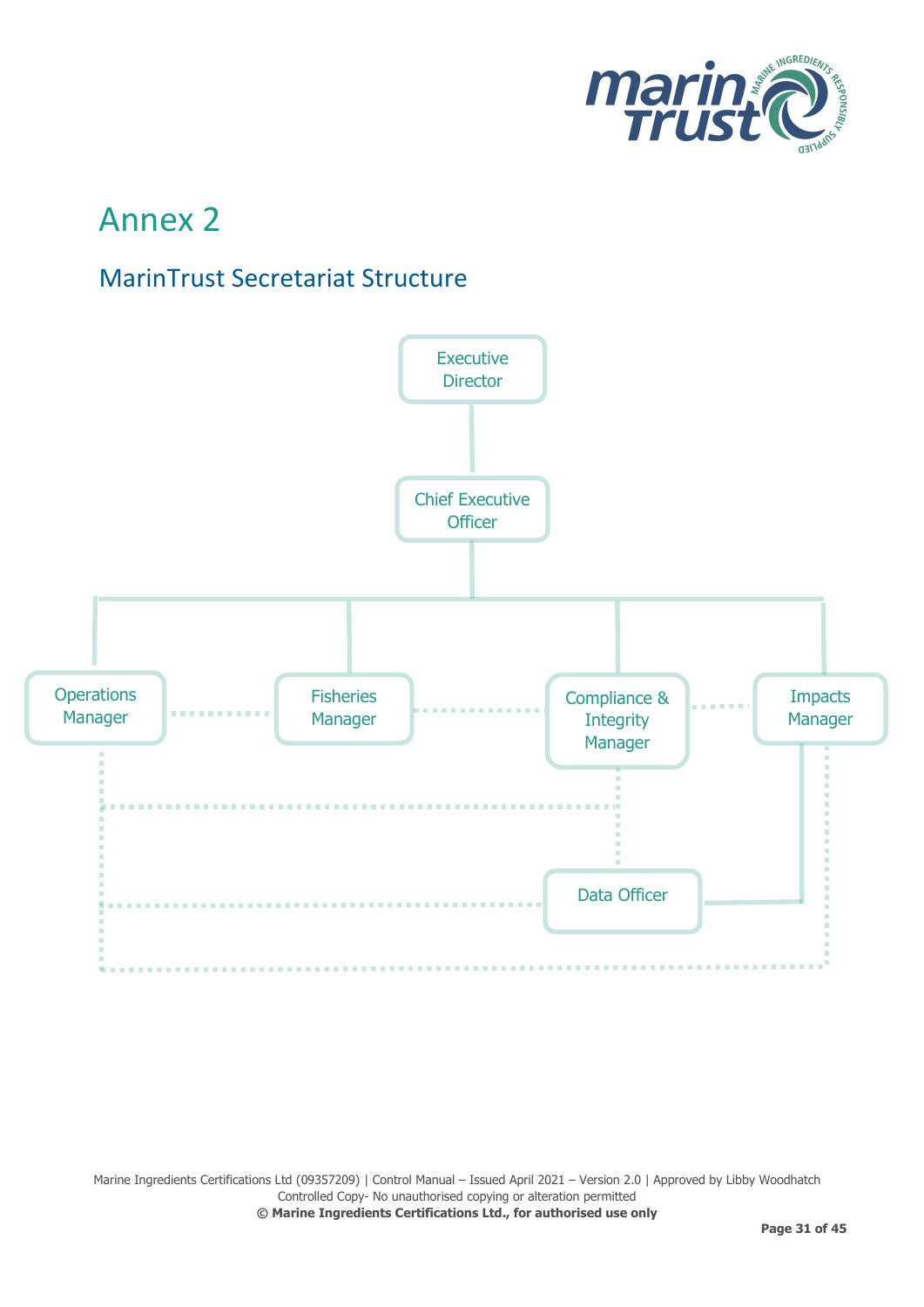# Annex 2

## MarinTrust Secretariat Structure

- Executive Director
  - Chief Executive Officer
    - Operations Manager
    - Fisheries Manager
    - Compliance & Integrity Manager
    - Impacts Manager
      - Data Officer

Dotted-line relationships:

- Operations Manager ⋯ Fisheries Manager
- Fisheries Manager ⋯ Compliance & Integrity Manager
- Compliance & Integrity Manager ⋯ Impacts Manager
- Operations Manager ⋯ Compliance & Integrity Manager
- Compliance & Integrity Manager ⋯ Data Officer
- Operations Manager ⋯ Data Officer
- Operations Manager ⋯ Impacts Manager

Marine Ingredients Certifications Ltd (09357209) | Control Manual – Issued April 2021 – Version 2.0 | Approved by Libby Woodhatch
Controlled Copy- No unauthorised copying or alteration permitted
**© Marine Ingredients Certifications Ltd., for authorised use only**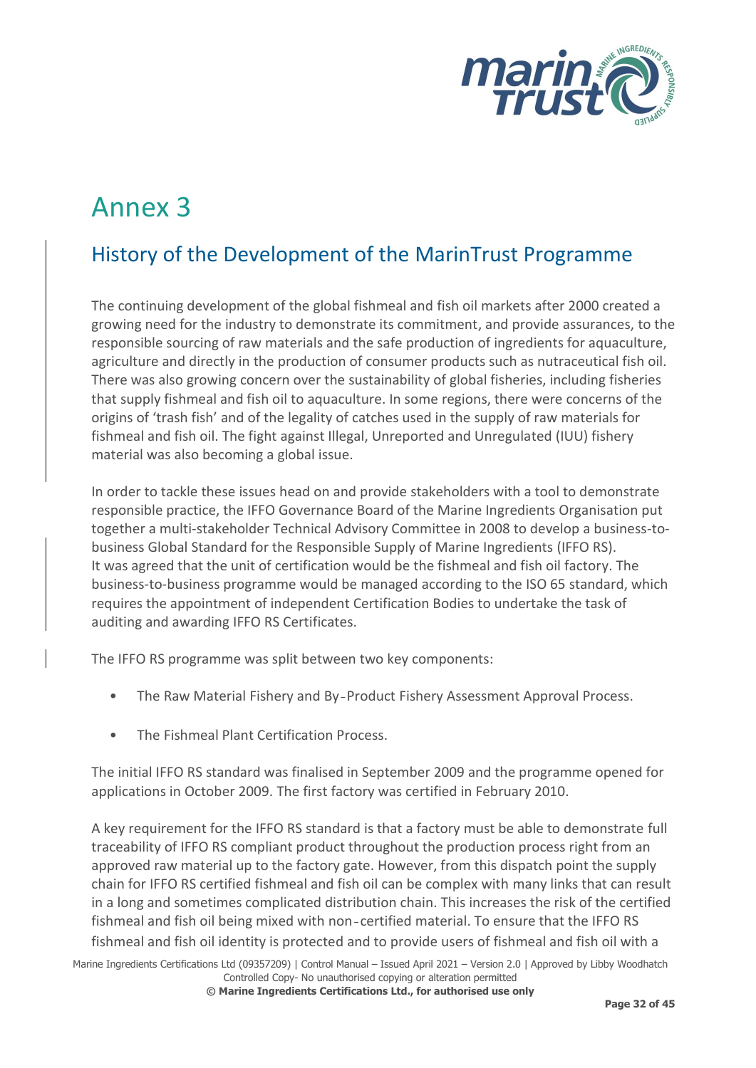# Annex 3

## History of the Development of the MarinTrust Programme

The continuing development of the global fishmeal and fish oil markets after 2000 created a growing need for the industry to demonstrate its commitment, and provide assurances, to the responsible sourcing of raw materials and the safe production of ingredients for aquaculture, agriculture and directly in the production of consumer products such as nutraceutical fish oil. There was also growing concern over the sustainability of global fisheries, including fisheries that supply fishmeal and fish oil to aquaculture. In some regions, there were concerns of the origins of 'trash fish' and of the legality of catches used in the supply of raw materials for fishmeal and fish oil. The fight against Illegal, Unreported and Unregulated (IUU) fishery material was also becoming a global issue.

In order to tackle these issues head on and provide stakeholders with a tool to demonstrate responsible practice, the IFFO Governance Board of the Marine Ingredients Organisation put together a multi-stakeholder Technical Advisory Committee in 2008 to develop a business-to-business Global Standard for the Responsible Supply of Marine Ingredients (IFFO RS). It was agreed that the unit of certification would be the fishmeal and fish oil factory. The business-to-business programme would be managed according to the ISO 65 standard, which requires the appointment of independent Certification Bodies to undertake the task of auditing and awarding IFFO RS Certificates.

The IFFO RS programme was split between two key components:

- The Raw Material Fishery and By-Product Fishery Assessment Approval Process.
- The Fishmeal Plant Certification Process.

The initial IFFO RS standard was finalised in September 2009 and the programme opened for applications in October 2009. The first factory was certified in February 2010.

A key requirement for the IFFO RS standard is that a factory must be able to demonstrate full traceability of IFFO RS compliant product throughout the production process right from an approved raw material up to the factory gate. However, from this dispatch point the supply chain for IFFO RS certified fishmeal and fish oil can be complex with many links that can result in a long and sometimes complicated distribution chain. This increases the risk of the certified fishmeal and fish oil being mixed with non-certified material. To ensure that the IFFO RS fishmeal and fish oil identity is protected and to provide users of fishmeal and fish oil with a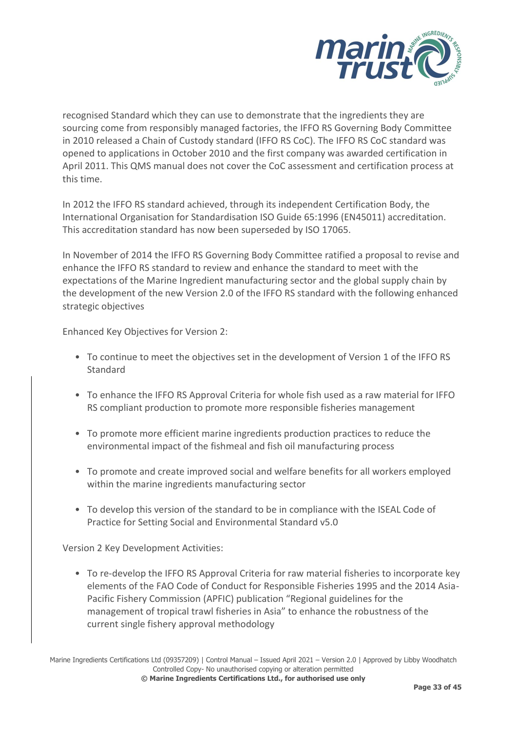recognised Standard which they can use to demonstrate that the ingredients they are sourcing come from responsibly managed factories, the IFFO RS Governing Body Committee in 2010 released a Chain of Custody standard (IFFO RS CoC). The IFFO RS CoC standard was opened to applications in October 2010 and the first company was awarded certification in April 2011. This QMS manual does not cover the CoC assessment and certification process at this time.

In 2012 the IFFO RS standard achieved, through its independent Certification Body, the International Organisation for Standardisation ISO Guide 65:1996 (EN45011) accreditation. This accreditation standard has now been superseded by ISO 17065.

In November of 2014 the IFFO RS Governing Body Committee ratified a proposal to revise and enhance the IFFO RS standard to review and enhance the standard to meet with the expectations of the Marine Ingredient manufacturing sector and the global supply chain by the development of the new Version 2.0 of the IFFO RS standard with the following enhanced strategic objectives

Enhanced Key Objectives for Version 2:

- To continue to meet the objectives set in the development of Version 1 of the IFFO RS Standard
- To enhance the IFFO RS Approval Criteria for whole fish used as a raw material for IFFO RS compliant production to promote more responsible fisheries management
- To promote more efficient marine ingredients production practices to reduce the environmental impact of the fishmeal and fish oil manufacturing process
- To promote and create improved social and welfare benefits for all workers employed within the marine ingredients manufacturing sector
- To develop this version of the standard to be in compliance with the ISEAL Code of Practice for Setting Social and Environmental Standard v5.0

Version 2 Key Development Activities:

- To re-develop the IFFO RS Approval Criteria for raw material fisheries to incorporate key elements of the FAO Code of Conduct for Responsible Fisheries 1995 and the 2014 Asia-Pacific Fishery Commission (APFIC) publication "Regional guidelines for the management of tropical trawl fisheries in Asia" to enhance the robustness of the current single fishery approval methodology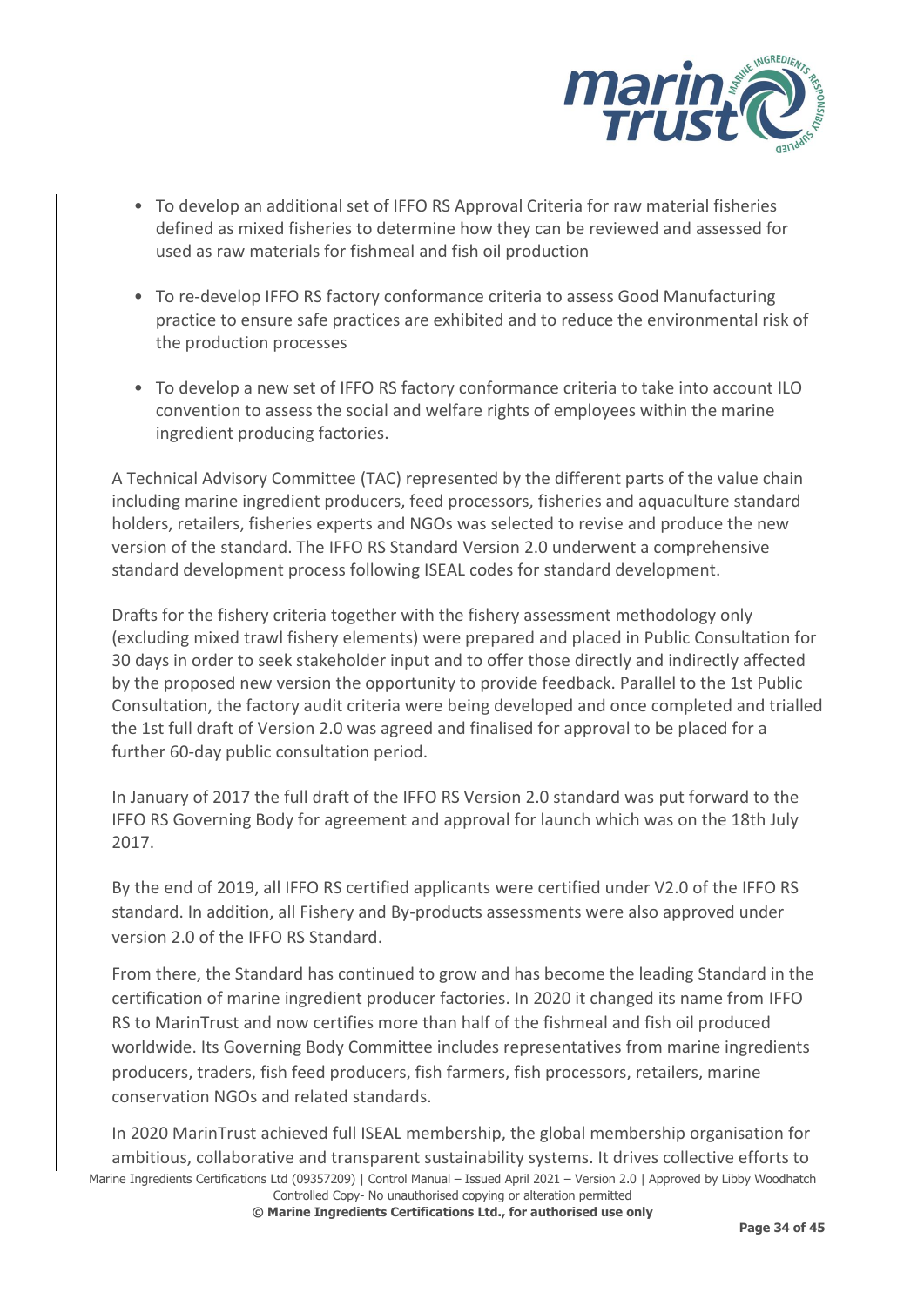- To develop an additional set of IFFO RS Approval Criteria for raw material fisheries defined as mixed fisheries to determine how they can be reviewed and assessed for used as raw materials for fishmeal and fish oil production

- To re-develop IFFO RS factory conformance criteria to assess Good Manufacturing practice to ensure safe practices are exhibited and to reduce the environmental risk of the production processes

- To develop a new set of IFFO RS factory conformance criteria to take into account ILO convention to assess the social and welfare rights of employees within the marine ingredient producing factories.

A Technical Advisory Committee (TAC) represented by the different parts of the value chain including marine ingredient producers, feed processors, fisheries and aquaculture standard holders, retailers, fisheries experts and NGOs was selected to revise and produce the new version of the standard. The IFFO RS Standard Version 2.0 underwent a comprehensive standard development process following ISEAL codes for standard development.

Drafts for the fishery criteria together with the fishery assessment methodology only (excluding mixed trawl fishery elements) were prepared and placed in Public Consultation for 30 days in order to seek stakeholder input and to offer those directly and indirectly affected by the proposed new version the opportunity to provide feedback. Parallel to the 1st Public Consultation, the factory audit criteria were being developed and once completed and trialled the 1st full draft of Version 2.0 was agreed and finalised for approval to be placed for a further 60-day public consultation period.

In January of 2017 the full draft of the IFFO RS Version 2.0 standard was put forward to the IFFO RS Governing Body for agreement and approval for launch which was on the 18th July 2017.

By the end of 2019, all IFFO RS certified applicants were certified under V2.0 of the IFFO RS standard. In addition, all Fishery and By-products assessments were also approved under version 2.0 of the IFFO RS Standard.

From there, the Standard has continued to grow and has become the leading Standard in the certification of marine ingredient producer factories. In 2020 it changed its name from IFFO RS to MarinTrust and now certifies more than half of the fishmeal and fish oil produced worldwide. Its Governing Body Committee includes representatives from marine ingredients producers, traders, fish feed producers, fish farmers, fish processors, retailers, marine conservation NGOs and related standards.

In 2020 MarinTrust achieved full ISEAL membership, the global membership organisation for ambitious, collaborative and transparent sustainability systems. It drives collective efforts to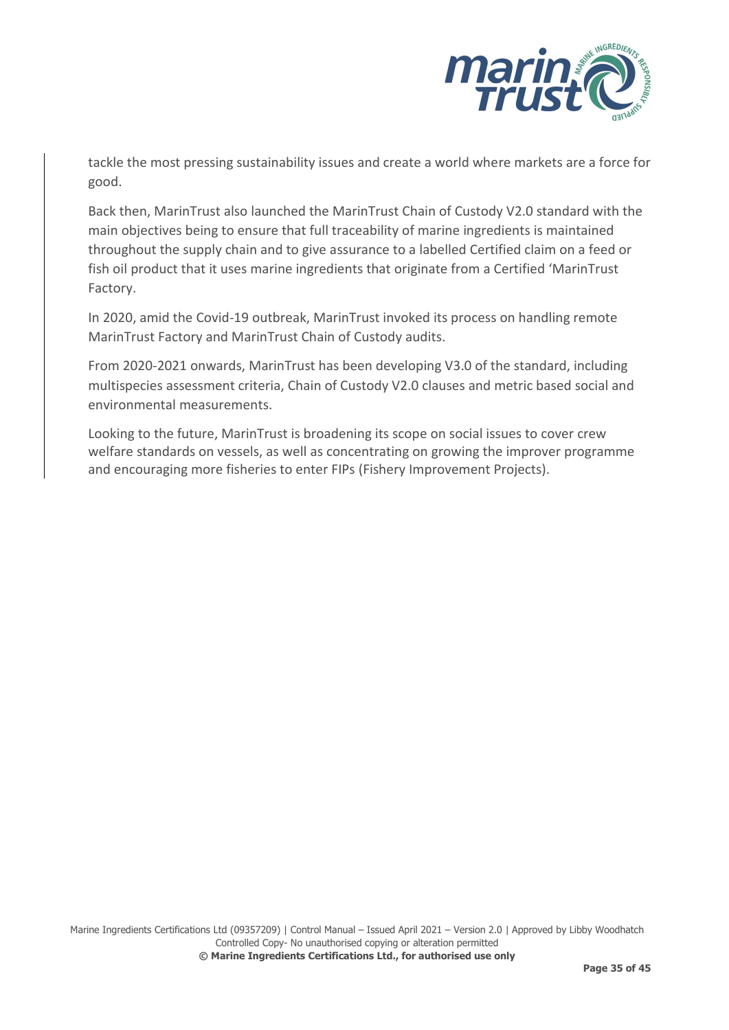tackle the most pressing sustainability issues and create a world where markets are a force for good.

Back then, MarinTrust also launched the MarinTrust Chain of Custody V2.0 standard with the main objectives being to ensure that full traceability of marine ingredients is maintained throughout the supply chain and to give assurance to a labelled Certified claim on a feed or fish oil product that it uses marine ingredients that originate from a Certified 'MarinTrust Factory.

In 2020, amid the Covid-19 outbreak, MarinTrust invoked its process on handling remote MarinTrust Factory and MarinTrust Chain of Custody audits.

From 2020-2021 onwards, MarinTrust has been developing V3.0 of the standard, including multispecies assessment criteria, Chain of Custody V2.0 clauses and metric based social and environmental measurements.

Looking to the future, MarinTrust is broadening its scope on social issues to cover crew welfare standards on vessels, as well as concentrating on growing the improver programme and encouraging more fisheries to enter FIPs (Fishery Improvement Projects).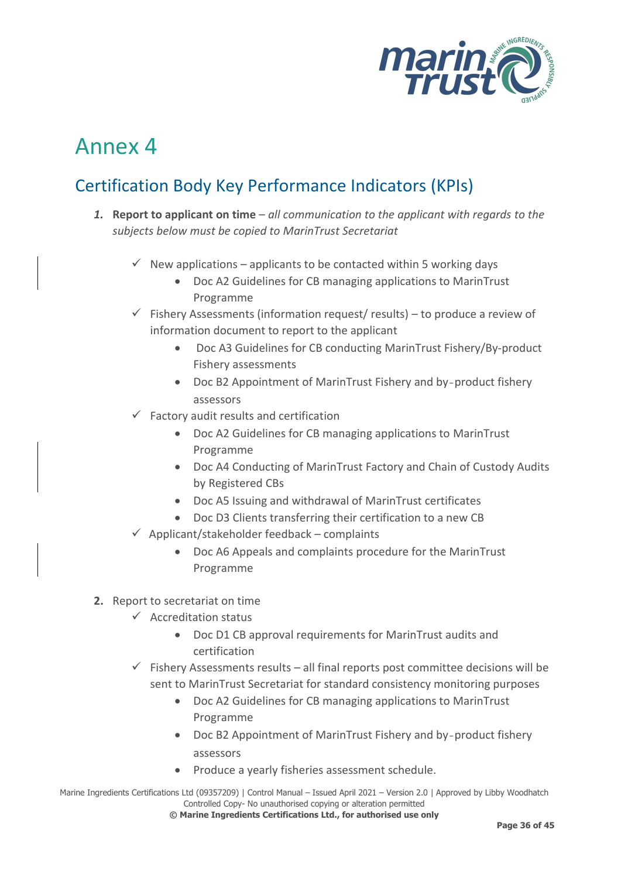# Annex 4

## Certification Body Key Performance Indicators (KPIs)

1. **Report to applicant on time** – *all communication to the applicant with regards to the subjects below must be copied to MarinTrust Secretariat*

   - ✓ New applications – applicants to be contacted within 5 working days
     - Doc A2 Guidelines for CB managing applications to MarinTrust Programme
   - ✓ Fishery Assessments (information request/ results) – to produce a review of information document to report to the applicant
     - Doc A3 Guidelines for CB conducting MarinTrust Fishery/By-product Fishery assessments
     - Doc B2 Appointment of MarinTrust Fishery and by-product fishery assessors
   - ✓ Factory audit results and certification
     - Doc A2 Guidelines for CB managing applications to MarinTrust Programme
     - Doc A4 Conducting of MarinTrust Factory and Chain of Custody Audits by Registered CBs
     - Doc A5 Issuing and withdrawal of MarinTrust certificates
     - Doc D3 Clients transferring their certification to a new CB
   - ✓ Applicant/stakeholder feedback – complaints
     - Doc A6 Appeals and complaints procedure for the MarinTrust Programme

2. Report to secretariat on time
   - ✓ Accreditation status
     - Doc D1 CB approval requirements for MarinTrust audits and certification
   - ✓ Fishery Assessments results – all final reports post committee decisions will be sent to MarinTrust Secretariat for standard consistency monitoring purposes
     - Doc A2 Guidelines for CB managing applications to MarinTrust Programme
     - Doc B2 Appointment of MarinTrust Fishery and by-product fishery assessors
     - Produce a yearly fisheries assessment schedule.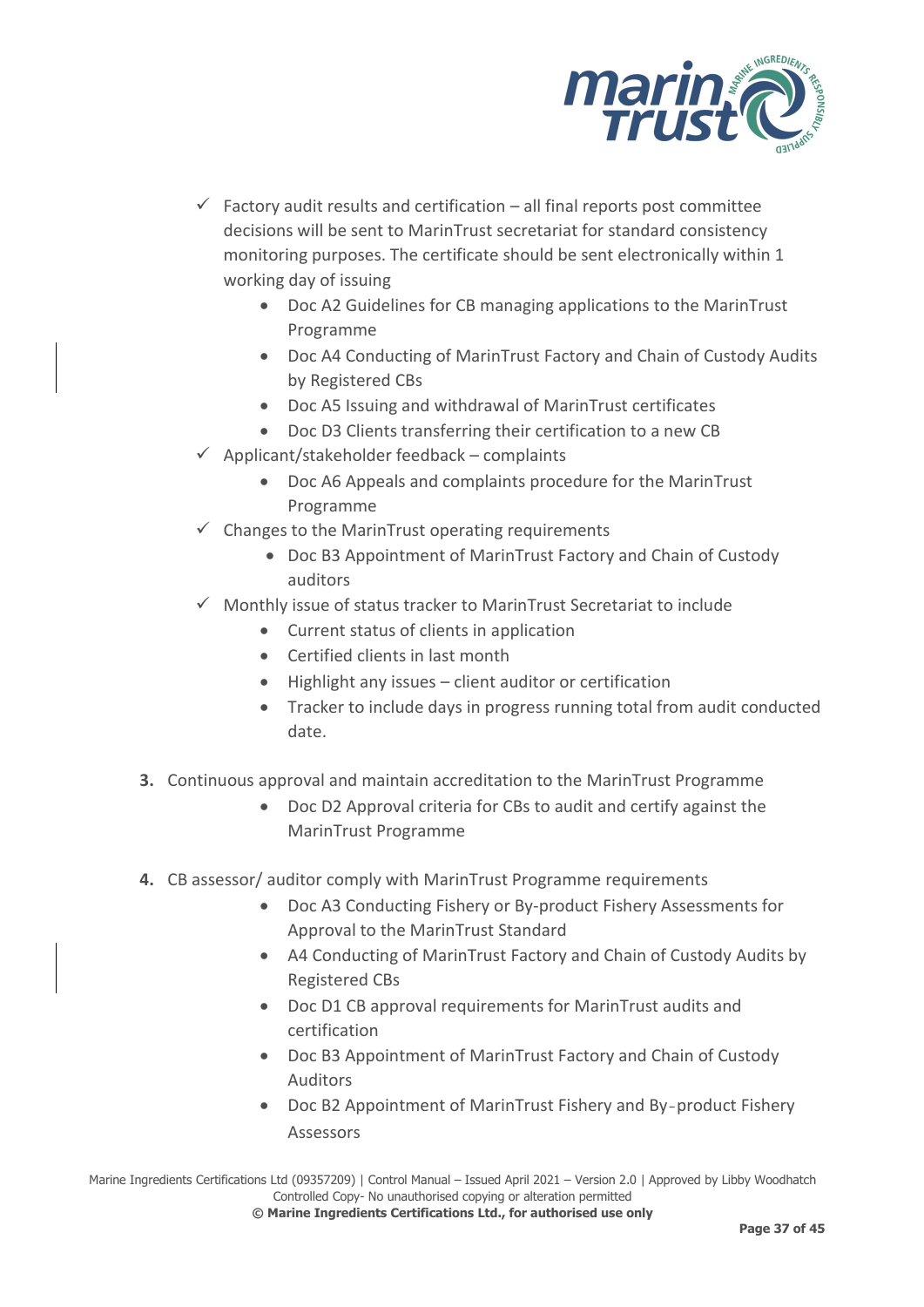- ✓ Factory audit results and certification – all final reports post committee decisions will be sent to MarinTrust secretariat for standard consistency monitoring purposes. The certificate should be sent electronically within 1 working day of issuing
    - Doc A2 Guidelines for CB managing applications to the MarinTrust Programme
    - Doc A4 Conducting of MarinTrust Factory and Chain of Custody Audits by Registered CBs
    - Doc A5 Issuing and withdrawal of MarinTrust certificates
    - Doc D3 Clients transferring their certification to a new CB
- ✓ Applicant/stakeholder feedback – complaints
    - Doc A6 Appeals and complaints procedure for the MarinTrust Programme
- ✓ Changes to the MarinTrust operating requirements
    - Doc B3 Appointment of MarinTrust Factory and Chain of Custody auditors
- ✓ Monthly issue of status tracker to MarinTrust Secretariat to include
    - Current status of clients in application
    - Certified clients in last month
    - Highlight any issues – client auditor or certification
    - Tracker to include days in progress running total from audit conducted date.

3. Continuous approval and maintain accreditation to the MarinTrust Programme
    - Doc D2 Approval criteria for CBs to audit and certify against the MarinTrust Programme

4. CB assessor/ auditor comply with MarinTrust Programme requirements
    - Doc A3 Conducting Fishery or By-product Fishery Assessments for Approval to the MarinTrust Standard
    - A4 Conducting of MarinTrust Factory and Chain of Custody Audits by Registered CBs
    - Doc D1 CB approval requirements for MarinTrust audits and certification
    - Doc B3 Appointment of MarinTrust Factory and Chain of Custody Auditors
    - Doc B2 Appointment of MarinTrust Fishery and By-product Fishery Assessors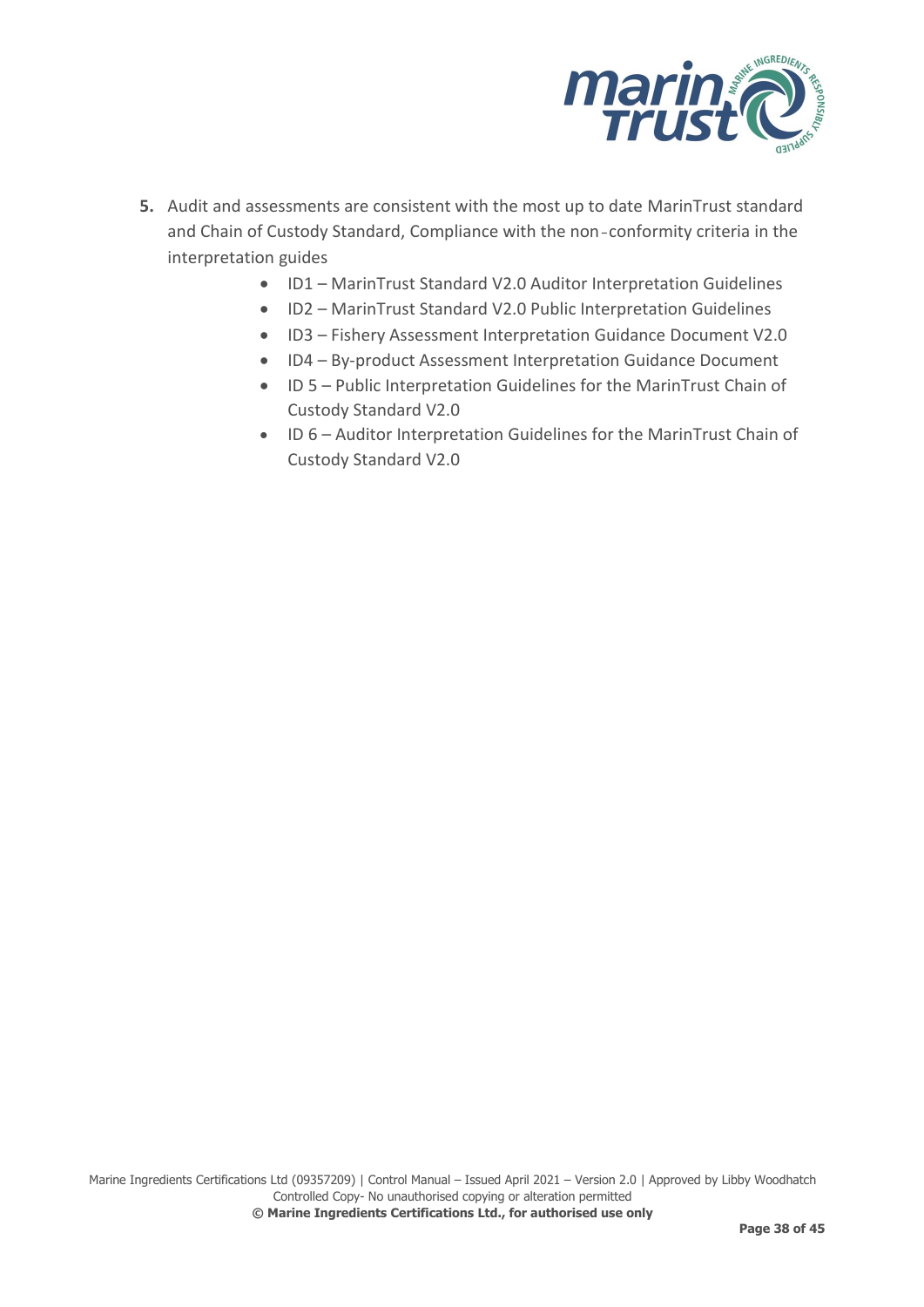5. Audit and assessments are consistent with the most up to date MarinTrust standard and Chain of Custody Standard, Compliance with the non-conformity criteria in the interpretation guides
    - ID1 – MarinTrust Standard V2.0 Auditor Interpretation Guidelines
    - ID2 – MarinTrust Standard V2.0 Public Interpretation Guidelines
    - ID3 – Fishery Assessment Interpretation Guidance Document V2.0
    - ID4 – By-product Assessment Interpretation Guidance Document
    - ID 5 – Public Interpretation Guidelines for the MarinTrust Chain of Custody Standard V2.0
    - ID 6 – Auditor Interpretation Guidelines for the MarinTrust Chain of Custody Standard V2.0